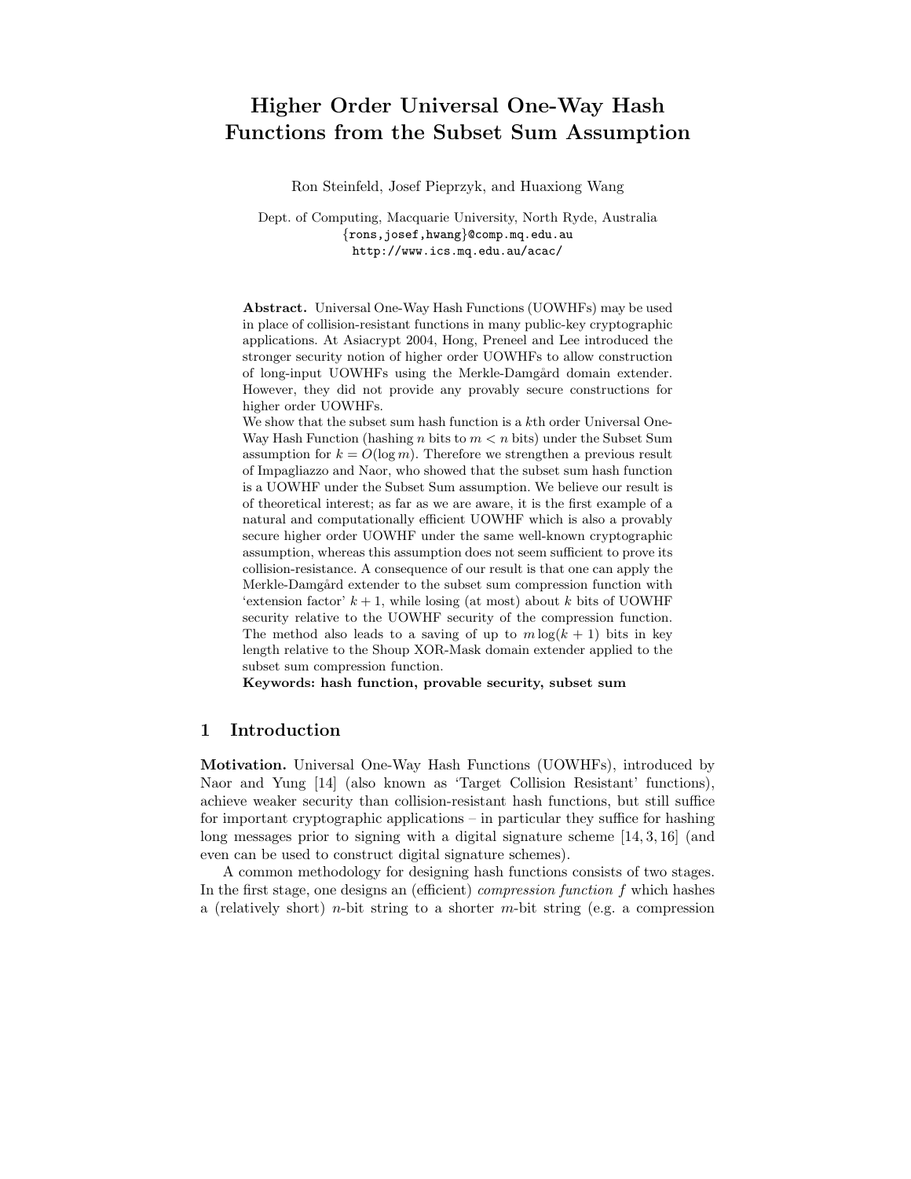# Higher Order Universal One-Way Hash Functions from the Subset Sum Assumption

Ron Steinfeld, Josef Pieprzyk, and Huaxiong Wang

Dept. of Computing, Macquarie University, North Ryde, Australia
{rons,josef,hwang}@comp.mq.edu.au
http://www.ics.mq.edu.au/acac/

**Abstract.** Universal One-Way Hash Functions (UOWHFs) may be used in place of collision-resistant functions in many public-key cryptographic applications. At Asiacrypt 2004, Hong, Preneel and Lee introduced the stronger security notion of higher order UOWHFs to allow construction of long-input UOWHFs using the Merkle-Damgård domain extender. However, they did not provide any provably secure constructions for higher order UOWHFs.

We show that the subset sum hash function is a $k$th order Universal One-Way Hash Function (hashing $n$ bits to $m < n$ bits) under the Subset Sum assumption for $k = O(\log m)$. Therefore we strengthen a previous result of Impagliazzo and Naor, who showed that the subset sum hash function is a UOWHF under the Subset Sum assumption. We believe our result is of theoretical interest; as far as we are aware, it is the first example of a natural and computationally efficient UOWHF which is also a provably secure higher order UOWHF under the same well-known cryptographic assumption, whereas this assumption does not seem sufficient to prove its collision-resistance. A consequence of our result is that one can apply the Merkle-Damgård extender to the subset sum compression function with 'extension factor' $k+1$, while losing (at most) about $k$ bits of UOWHF security relative to the UOWHF security of the compression function. The method also leads to a saving of up to $m \log(k+1)$ bits in key length relative to the Shoup XOR-Mask domain extender applied to the subset sum compression function.

**Keywords: hash function, provable security, subset sum**

## 1 Introduction

**Motivation.** Universal One-Way Hash Functions (UOWHFs), introduced by Naor and Yung [14] (also known as 'Target Collision Resistant' functions), achieve weaker security than collision-resistant hash functions, but still suffice for important cryptographic applications – in particular they suffice for hashing long messages prior to signing with a digital signature scheme [14, 3, 16] (and even can be used to construct digital signature schemes).

A common methodology for designing hash functions consists of two stages. In the first stage, one designs an (efficient) *compression function* $f$ which hashes a (relatively short) $n$-bit string to a shorter $m$-bit string (e.g. a compression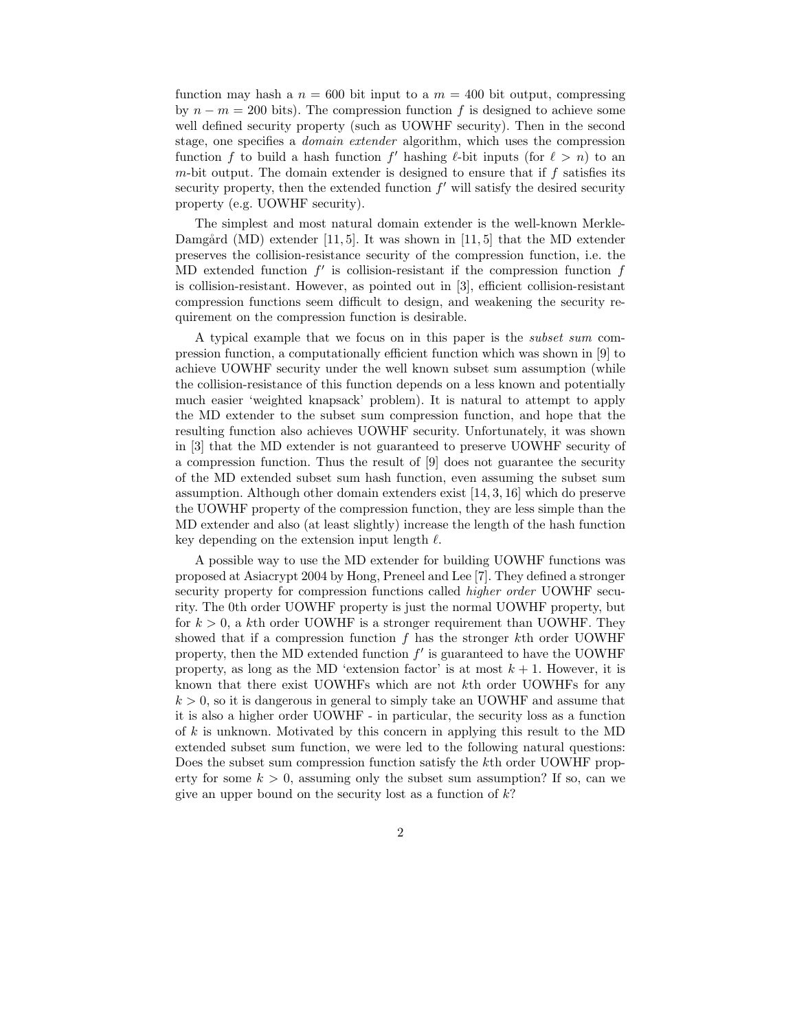function may hash a $n = 600$ bit input to a $m = 400$ bit output, compressing by $n - m = 200$ bits). The compression function $f$ is designed to achieve some well defined security property (such as UOWHF security). Then in the second stage, one specifies a *domain extender* algorithm, which uses the compression function $f$ to build a hash function $f'$ hashing $\ell$-bit inputs (for $\ell > n$) to an $m$-bit output. The domain extender is designed to ensure that if $f$ satisfies its security property, then the extended function $f'$ will satisfy the desired security property (e.g. UOWHF security).

The simplest and most natural domain extender is the well-known Merkle-Damgård (MD) extender [11, 5]. It was shown in [11, 5] that the MD extender preserves the collision-resistance security of the compression function, i.e. the MD extended function $f'$ is collision-resistant if the compression function $f$ is collision-resistant. However, as pointed out in [3], efficient collision-resistant compression functions seem difficult to design, and weakening the security requirement on the compression function is desirable.

A typical example that we focus on in this paper is the *subset sum* compression function, a computationally efficient function which was shown in [9] to achieve UOWHF security under the well known subset sum assumption (while the collision-resistance of this function depends on a less known and potentially much easier 'weighted knapsack' problem). It is natural to attempt to apply the MD extender to the subset sum compression function, and hope that the resulting function also achieves UOWHF security. Unfortunately, it was shown in [3] that the MD extender is not guaranteed to preserve UOWHF security of a compression function. Thus the result of [9] does not guarantee the security of the MD extended subset sum hash function, even assuming the subset sum assumption. Although other domain extenders exist [14, 3, 16] which do preserve the UOWHF property of the compression function, they are less simple than the MD extender and also (at least slightly) increase the length of the hash function key depending on the extension input length $\ell$.

A possible way to use the MD extender for building UOWHF functions was proposed at Asiacrypt 2004 by Hong, Preneel and Lee [7]. They defined a stronger security property for compression functions called *higher order* UOWHF security. The 0th order UOWHF property is just the normal UOWHF property, but for $k > 0$, a $k$th order UOWHF is a stronger requirement than UOWHF. They showed that if a compression function $f$ has the stronger $k$th order UOWHF property, then the MD extended function $f'$ is guaranteed to have the UOWHF property, as long as the MD 'extension factor' is at most $k + 1$. However, it is known that there exist UOWHFs which are not $k$th order UOWHFs for any $k > 0$, so it is dangerous in general to simply take an UOWHF and assume that it is also a higher order UOWHF - in particular, the security loss as a function of $k$ is unknown. Motivated by this concern in applying this result to the MD extended subset sum function, we were led to the following natural questions: Does the subset sum compression function satisfy the $k$th order UOWHF property for some $k > 0$, assuming only the subset sum assumption? If so, can we give an upper bound on the security lost as a function of $k$?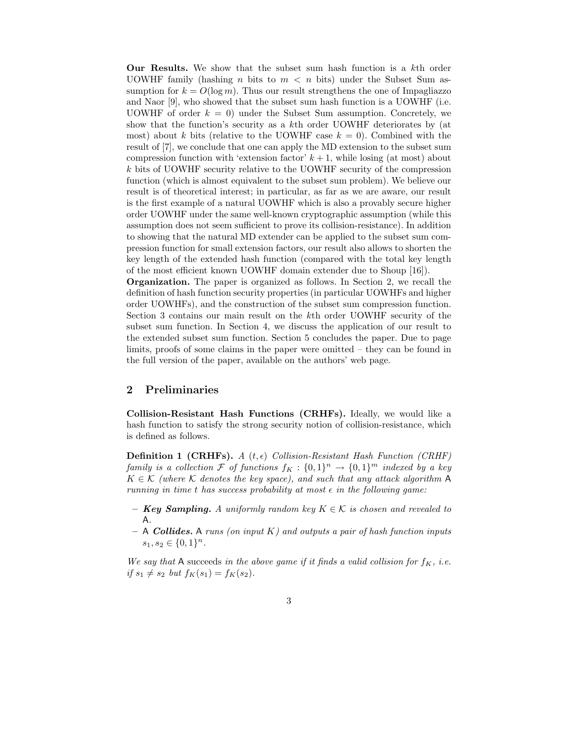**Our Results.** We show that the subset sum hash function is a $k$th order UOWHF family (hashing $n$ bits to $m < n$ bits) under the Subset Sum assumption for $k = O(\log m)$. Thus our result strengthens the one of Impagliazzo and Naor [9], who showed that the subset sum hash function is a UOWHF (i.e. UOWHF of order $k = 0$) under the Subset Sum assumption. Concretely, we show that the function's security as a $k$th order UOWHF deteriorates by (at most) about $k$ bits (relative to the UOWHF case $k = 0$). Combined with the result of [7], we conclude that one can apply the MD extension to the subset sum compression function with 'extension factor' $k + 1$, while losing (at most) about $k$ bits of UOWHF security relative to the UOWHF security of the compression function (which is almost equivalent to the subset sum problem). We believe our result is of theoretical interest; in particular, as far as we are aware, our result is the first example of a natural UOWHF which is also a provably secure higher order UOWHF under the same well-known cryptographic assumption (while this assumption does not seem sufficient to prove its collision-resistance). In addition to showing that the natural MD extender can be applied to the subset sum compression function for small extension factors, our result also allows to shorten the key length of the extended hash function (compared with the total key length of the most efficient known UOWHF domain extender due to Shoup [16]).

**Organization.** The paper is organized as follows. In Section 2, we recall the definition of hash function security properties (in particular UOWHFs and higher order UOWHFs), and the construction of the subset sum compression function. Section 3 contains our main result on the $k$th order UOWHF security of the subset sum function. In Section 4, we discuss the application of our result to the extended subset sum function. Section 5 concludes the paper. Due to page limits, proofs of some claims in the paper were omitted – they can be found in the full version of the paper, available on the authors' web page.

## 2 Preliminaries

**Collision-Resistant Hash Functions (CRHFs).** Ideally, we would like a hash function to satisfy the strong security notion of collision-resistance, which is defined as follows.

**Definition 1 (CRHFs).** *A $(t, \epsilon)$ Collision-Resistant Hash Function (CRHF) family is a collection $\mathcal{F}$ of functions $f_K : \{0,1\}^n \rightarrow \{0,1\}^m$ indexed by a key $K \in \mathcal{K}$ (where $\mathcal{K}$ denotes the key space), and such that any attack algorithm $\mathsf{A}$ running in time $t$ has success probability at most $\epsilon$ in the following game:*

- ***Key Sampling.*** *A uniformly random key $K \in \mathcal{K}$ is chosen and revealed to $\mathsf{A}$.*
- *$\mathsf{A}$ **Collides.** $\mathsf{A}$ runs (on input $K$) and outputs a pair of hash function inputs $s_1, s_2 \in \{0,1\}^n$.*

*We say that $\mathsf{A}$* succeeds *in the above game if it finds a valid collision for $f_K$, i.e. if $s_1 \neq s_2$ but $f_K(s_1) = f_K(s_2)$.*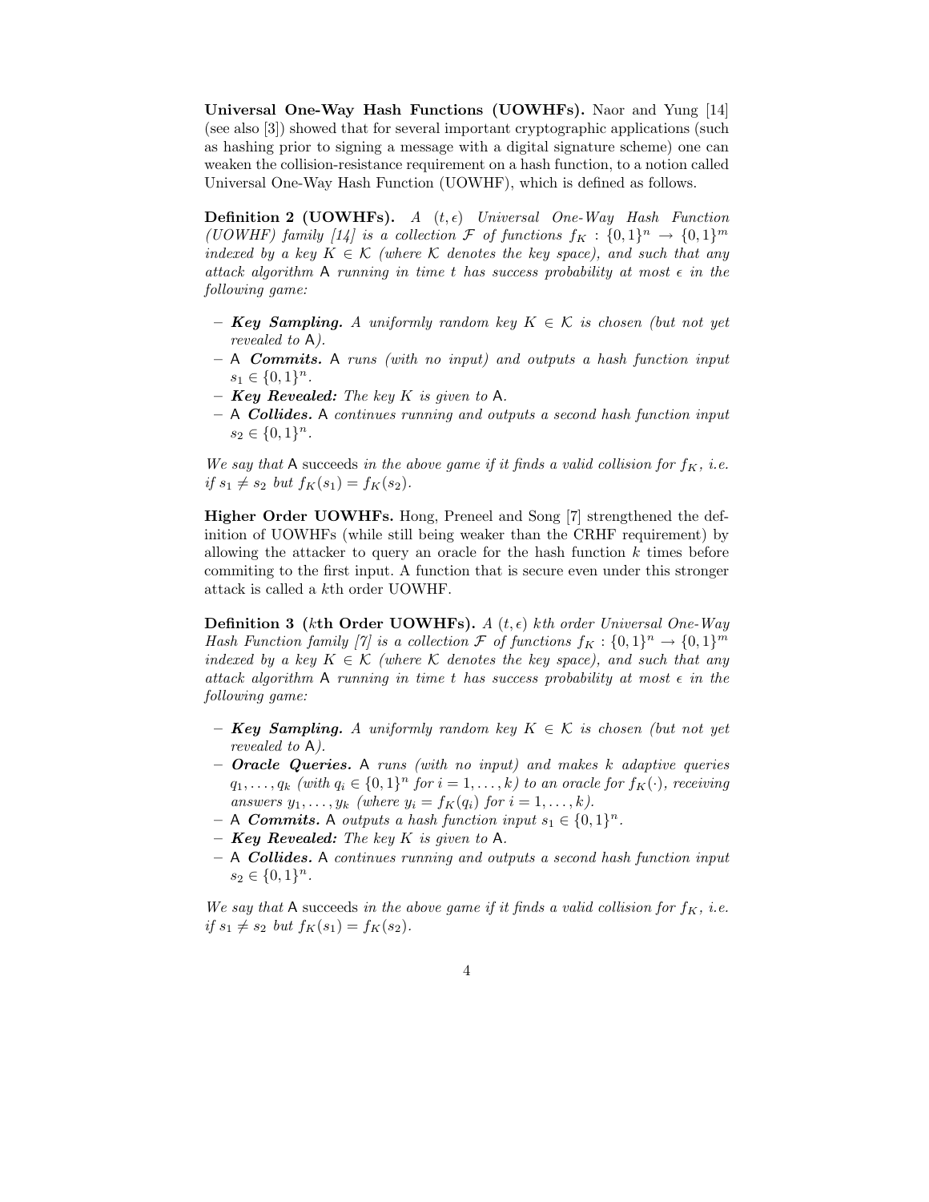**Universal One-Way Hash Functions (UOWHFs).** Naor and Yung [14] (see also [3]) showed that for several important cryptographic applications (such as hashing prior to signing a message with a digital signature scheme) one can weaken the collision-resistance requirement on a hash function, to a notion called Universal One-Way Hash Function (UOWHF), which is defined as follows.

**Definition 2 (UOWHFs).** *A $(t, \epsilon)$ Universal One-Way Hash Function (UOWHF) family [14] is a collection $\mathcal{F}$ of functions $f_K : \{0,1\}^n \rightarrow \{0,1\}^m$ indexed by a key $K \in \mathcal{K}$ (where $\mathcal{K}$ denotes the key space), and such that any attack algorithm* $\mathsf{A}$ *running in time $t$ has success probability at most $\epsilon$ in the following game:*

- ***Key Sampling.*** *A uniformly random key $K \in \mathcal{K}$ is chosen (but not yet revealed to* $\mathsf{A}$*).*
- $\mathsf{A}$ ***Commits.*** $\mathsf{A}$ *runs (with no input) and outputs a hash function input $s_1 \in \{0,1\}^n$.*
- ***Key Revealed:*** *The key $K$ is given to* $\mathsf{A}$*.*
- $\mathsf{A}$ ***Collides.*** $\mathsf{A}$ *continues running and outputs a second hash function input $s_2 \in \{0,1\}^n$.*

*We say that* $\mathsf{A}$ succeeds *in the above game if it finds a valid collision for $f_K$, i.e. if $s_1 \neq s_2$ but $f_K(s_1) = f_K(s_2)$.*

**Higher Order UOWHFs.** Hong, Preneel and Song [7] strengthened the definition of UOWHFs (while still being weaker than the CRHF requirement) by allowing the attacker to query an oracle for the hash function $k$ times before commiting to the first input. A function that is secure even under this stronger attack is called a $k$th order UOWHF.

**Definition 3 ($k$th Order UOWHFs).** *A $(t, \epsilon)$ $k$th order Universal One-Way Hash Function family [7] is a collection $\mathcal{F}$ of functions $f_K : \{0,1\}^n \rightarrow \{0,1\}^m$ indexed by a key $K \in \mathcal{K}$ (where $\mathcal{K}$ denotes the key space), and such that any attack algorithm* $\mathsf{A}$ *running in time $t$ has success probability at most $\epsilon$ in the following game:*

- ***Key Sampling.*** *A uniformly random key $K \in \mathcal{K}$ is chosen (but not yet revealed to* $\mathsf{A}$*).*
- ***Oracle Queries.*** $\mathsf{A}$ *runs (with no input) and makes $k$ adaptive queries $q_1, \ldots, q_k$ (with $q_i \in \{0,1\}^n$ for $i = 1, \ldots, k$) to an oracle for $f_K(\cdot)$, receiving answers $y_1, \ldots, y_k$ (where $y_i = f_K(q_i)$ for $i = 1, \ldots, k$).*
- $\mathsf{A}$ ***Commits.*** $\mathsf{A}$ *outputs a hash function input $s_1 \in \{0,1\}^n$.*
- ***Key Revealed:*** *The key $K$ is given to* $\mathsf{A}$*.*
- $\mathsf{A}$ ***Collides.*** $\mathsf{A}$ *continues running and outputs a second hash function input $s_2 \in \{0,1\}^n$.*

*We say that* $\mathsf{A}$ succeeds *in the above game if it finds a valid collision for $f_K$, i.e. if $s_1 \neq s_2$ but $f_K(s_1) = f_K(s_2)$.*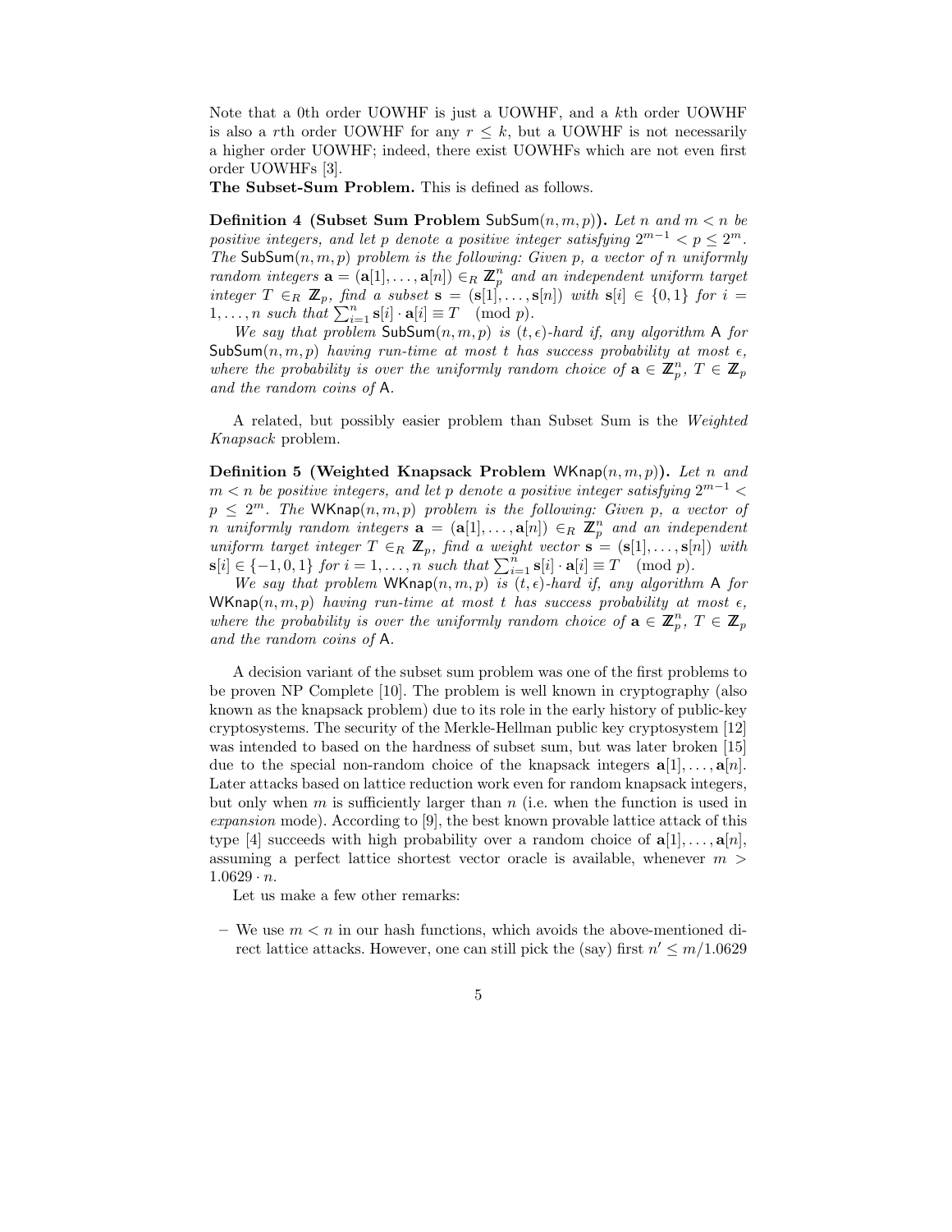Note that a 0th order UOWHF is just a UOWHF, and a $k$th order UOWHF is also a $r$th order UOWHF for any $r \leq k$, but a UOWHF is not necessarily a higher order UOWHF; indeed, there exist UOWHFs which are not even first order UOWHFs [3].

**The Subset-Sum Problem.** This is defined as follows.

**Definition 4 (Subset Sum Problem $\mathsf{SubSum}(n, m, p)$).** *Let $n$ and $m < n$ be positive integers, and let $p$ denote a positive integer satisfying $2^{m-1} < p \leq 2^m$. The $\mathsf{SubSum}(n, m, p)$ problem is the following: Given $p$, a vector of $n$ uniformly random integers $\mathbf{a} = (\mathbf{a}[1], \ldots, \mathbf{a}[n]) \in_R \mathbb{Z}_p^n$ and an independent uniform target integer $T \in_R \mathbb{Z}_p$, find a subset $\mathbf{s} = (\mathbf{s}[1], \ldots, \mathbf{s}[n])$ with $\mathbf{s}[i] \in \{0, 1\}$ for $i = 1, \ldots, n$ such that $\sum_{i=1}^{n} \mathbf{s}[i] \cdot \mathbf{a}[i] \equiv T \pmod{p}$.*

*We say that problem $\mathsf{SubSum}(n, m, p)$ is $(t, \epsilon)$-hard if, any algorithm $\mathsf{A}$ for $\mathsf{SubSum}(n, m, p)$ having run-time at most $t$ has success probability at most $\epsilon$, where the probability is over the uniformly random choice of $\mathbf{a} \in \mathbb{Z}_p^n$, $T \in \mathbb{Z}_p$ and the random coins of $\mathsf{A}$.*

A related, but possibly easier problem than Subset Sum is the *Weighted Knapsack* problem.

**Definition 5 (Weighted Knapsack Problem $\mathsf{WKnap}(n, m, p)$).** *Let $n$ and $m < n$ be positive integers, and let $p$ denote a positive integer satisfying $2^{m-1} < p \leq 2^m$. The $\mathsf{WKnap}(n, m, p)$ problem is the following: Given $p$, a vector of $n$ uniformly random integers $\mathbf{a} = (\mathbf{a}[1], \ldots, \mathbf{a}[n]) \in_R \mathbb{Z}_p^n$ and an independent uniform target integer $T \in_R \mathbb{Z}_p$, find a weight vector $\mathbf{s} = (\mathbf{s}[1], \ldots, \mathbf{s}[n])$ with $\mathbf{s}[i] \in \{-1, 0, 1\}$ for $i = 1, \ldots, n$ such that $\sum_{i=1}^{n} \mathbf{s}[i] \cdot \mathbf{a}[i] \equiv T \pmod{p}$.*

*We say that problem $\mathsf{WKnap}(n, m, p)$ is $(t, \epsilon)$-hard if, any algorithm $\mathsf{A}$ for $\mathsf{WKnap}(n, m, p)$ having run-time at most $t$ has success probability at most $\epsilon$, where the probability is over the uniformly random choice of $\mathbf{a} \in \mathbb{Z}_p^n$, $T \in \mathbb{Z}_p$ and the random coins of $\mathsf{A}$.*

A decision variant of the subset sum problem was one of the first problems to be proven NP Complete [10]. The problem is well known in cryptography (also known as the knapsack problem) due to its role in the early history of public-key cryptosystems. The security of the Merkle-Hellman public key cryptosystem [12] was intended to based on the hardness of subset sum, but was later broken [15] due to the special non-random choice of the knapsack integers $\mathbf{a}[1], \ldots, \mathbf{a}[n]$. Later attacks based on lattice reduction work even for random knapsack integers, but only when $m$ is sufficiently larger than $n$ (i.e. when the function is used in *expansion* mode). According to [9], the best known provable lattice attack of this type [4] succeeds with high probability over a random choice of $\mathbf{a}[1], \ldots, \mathbf{a}[n]$, assuming a perfect lattice shortest vector oracle is available, whenever $m > 1.0629 \cdot n$.

Let us make a few other remarks:

– We use $m < n$ in our hash functions, which avoids the above-mentioned direct lattice attacks. However, one can still pick the (say) first $n' \leq m/1.0629$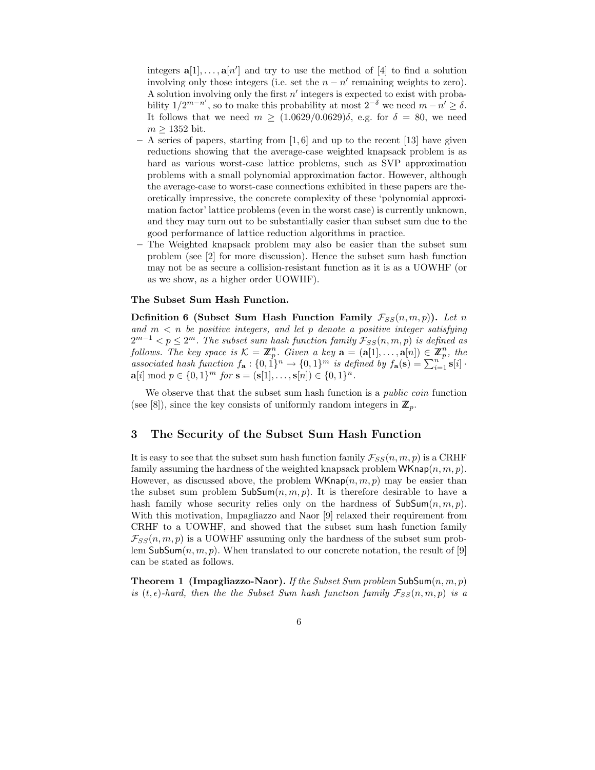integers $\mathbf{a}[1], \ldots, \mathbf{a}[n']$ and try to use the method of [4] to find a solution involving only those integers (i.e. set the $n - n'$ remaining weights to zero). A solution involving only the first $n'$ integers is expected to exist with probability $1/2^{m-n'}$, so to make this probability at most $2^{-\delta}$ we need $m - n' \geq \delta$. It follows that we need $m \geq (1.0629/0.0629)\delta$, e.g. for $\delta = 80$, we need $m \geq 1352$ bit.

- A series of papers, starting from [1, 6] and up to the recent [13] have given reductions showing that the average-case weighted knapsack problem is as hard as various worst-case lattice problems, such as SVP approximation problems with a small polynomial approximation factor. However, although the average-case to worst-case connections exhibited in these papers are theoretically impressive, the concrete complexity of these 'polynomial approximation factor' lattice problems (even in the worst case) is currently unknown, and they may turn out to be substantially easier than subset sum due to the good performance of lattice reduction algorithms in practice.
- The Weighted knapsack problem may also be easier than the subset sum problem (see [2] for more discussion). Hence the subset sum hash function may not be as secure a collision-resistant function as it is as a UOWHF (or as we show, as a higher order UOWHF).

**The Subset Sum Hash Function.**

**Definition 6 (Subset Sum Hash Function Family $\mathcal{F}_{SS}(n, m, p)$).** *Let $n$ and $m < n$ be positive integers, and let $p$ denote a positive integer satisfying $2^{m-1} < p \leq 2^m$. The subset sum hash function family $\mathcal{F}_{SS}(n, m, p)$ is defined as follows. The key space is $\mathcal{K} = \mathbb{Z}_p^n$. Given a key $\mathbf{a} = (\mathbf{a}[1], \ldots, \mathbf{a}[n]) \in \mathbb{Z}_p^n$, the associated hash function $f_{\mathbf{a}} : \{0,1\}^n \to \{0,1\}^m$ is defined by $f_{\mathbf{a}}(\mathbf{s}) = \sum_{i=1}^{n} \mathbf{s}[i] \cdot \mathbf{a}[i] \bmod p \in \{0,1\}^m$ for $\mathbf{s} = (\mathbf{s}[1], \ldots, \mathbf{s}[n]) \in \{0,1\}^n$.*

We observe that that the subset sum hash function is a *public coin* function (see [8]), since the key consists of uniformly random integers in $\mathbb{Z}_p$.

## 3 The Security of the Subset Sum Hash Function

It is easy to see that the subset sum hash function family $\mathcal{F}_{SS}(n, m, p)$ is a CRHF family assuming the hardness of the weighted knapsack problem $\mathsf{WKnap}(n, m, p)$. However, as discussed above, the problem $\mathsf{WKnap}(n, m, p)$ may be easier than the subset sum problem $\mathsf{SubSum}(n, m, p)$. It is therefore desirable to have a hash family whose security relies only on the hardness of $\mathsf{SubSum}(n, m, p)$. With this motivation, Impagliazzo and Naor [9] relaxed their requirement from CRHF to a UOWHF, and showed that the subset sum hash function family $\mathcal{F}_{SS}(n, m, p)$ is a UOWHF assuming only the hardness of the subset sum problem $\mathsf{SubSum}(n, m, p)$. When translated to our concrete notation, the result of [9] can be stated as follows.

**Theorem 1 (Impagliazzo-Naor).** *If the Subset Sum problem $\mathsf{SubSum}(n, m, p)$ is $(t, \epsilon)$-hard, then the the Subset Sum hash function family $\mathcal{F}_{SS}(n, m, p)$ is a*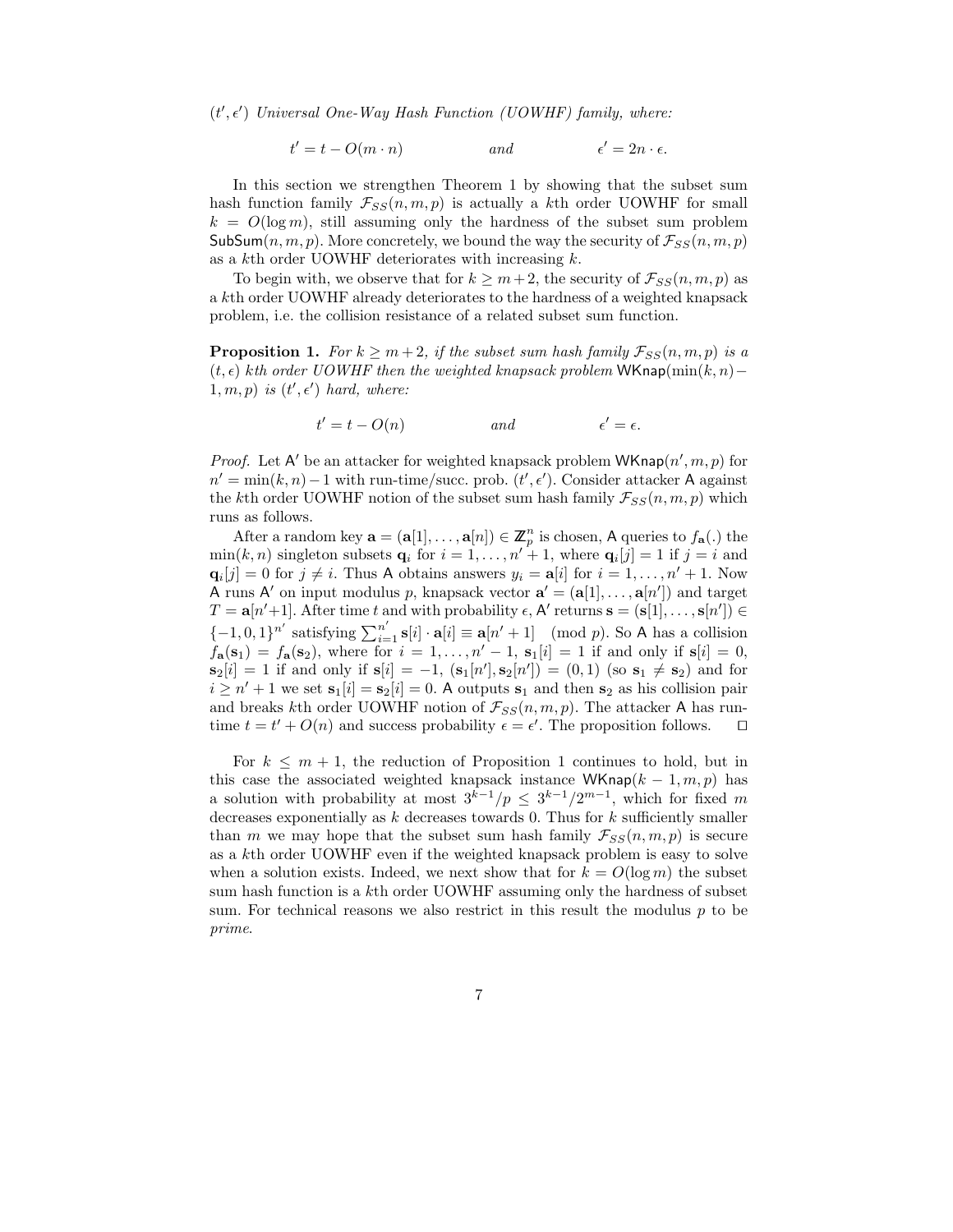$(t', \epsilon')$ *Universal One-Way Hash Function (UOWHF) family, where:*

$$t' = t - O(m \cdot n) \qquad \text{and} \qquad \epsilon' = 2n \cdot \epsilon.$$

In this section we strengthen Theorem 1 by showing that the subset sum hash function family $\mathcal{F}_{SS}(n, m, p)$ is actually a $k$th order UOWHF for small $k = O(\log m)$, still assuming only the hardness of the subset sum problem $\mathsf{SubSum}(n, m, p)$. More concretely, we bound the way the security of $\mathcal{F}_{SS}(n, m, p)$ as a $k$th order UOWHF deteriorates with increasing $k$.

To begin with, we observe that for $k \geq m+2$, the security of $\mathcal{F}_{SS}(n, m, p)$ as a $k$th order UOWHF already deteriorates to the hardness of a weighted knapsack problem, i.e. the collision resistance of a related subset sum function.

**Proposition 1.** *For $k \geq m+2$, if the subset sum hash family $\mathcal{F}_{SS}(n, m, p)$ is a $(t, \epsilon)$ $k$th order UOWHF then the weighted knapsack problem $\mathsf{WKnap}(\min(k, n) - 1, m, p)$ is $(t', \epsilon')$ hard, where:*

$$t' = t - O(n) \qquad \text{and} \qquad \epsilon' = \epsilon.$$

*Proof.* Let $\mathsf{A}'$ be an attacker for weighted knapsack problem $\mathsf{WKnap}(n', m, p)$ for $n' = \min(k, n) - 1$ with run-time/succ. prob. $(t', \epsilon')$. Consider attacker $\mathsf{A}$ against the $k$th order UOWHF notion of the subset sum hash family $\mathcal{F}_{SS}(n, m, p)$ which runs as follows.

After a random key $\mathbf{a} = (\mathbf{a}[1], \ldots, \mathbf{a}[n]) \in \mathbb{Z}_p^n$ is chosen, $\mathsf{A}$ queries to $f_{\mathbf{a}}(.)$ the $\min(k, n)$ singleton subsets $\mathbf{q}_i$ for $i = 1, \ldots, n'+1$, where $\mathbf{q}_i[j] = 1$ if $j = i$ and $\mathbf{q}_i[j] = 0$ for $j \neq i$. Thus $\mathsf{A}$ obtains answers $y_i = \mathbf{a}[i]$ for $i = 1, \ldots, n'+1$. Now $\mathsf{A}$ runs $\mathsf{A}'$ on input modulus $p$, knapsack vector $\mathbf{a}' = (\mathbf{a}[1], \ldots, \mathbf{a}[n'])$ and target $T = \mathbf{a}[n'+1]$. After time $t$ and with probability $\epsilon$, $\mathsf{A}'$ returns $\mathbf{s} = (\mathbf{s}[1], \ldots, \mathbf{s}[n']) \in \{-1, 0, 1\}^{n'}$ satisfying $\sum_{i=1}^{n'} \mathbf{s}[i] \cdot \mathbf{a}[i] \equiv \mathbf{a}[n'+1] \pmod{p}$. So $\mathsf{A}$ has a collision $f_{\mathbf{a}}(\mathbf{s}_1) = f_{\mathbf{a}}(\mathbf{s}_2)$, where for $i = 1, \ldots, n'-1$, $\mathbf{s}_1[i] = 1$ if and only if $\mathbf{s}[i] = 0$, $\mathbf{s}_2[i] = 1$ if and only if $\mathbf{s}[i] = -1$, $(\mathbf{s}_1[n'], \mathbf{s}_2[n']) = (0, 1)$ (so $\mathbf{s}_1 \neq \mathbf{s}_2$) and for $i \geq n'+1$ we set $\mathbf{s}_1[i] = \mathbf{s}_2[i] = 0$. $\mathsf{A}$ outputs $\mathbf{s}_1$ and then $\mathbf{s}_2$ as his collision pair and breaks $k$th order UOWHF notion of $\mathcal{F}_{SS}(n, m, p)$. The attacker $\mathsf{A}$ has run-time $t = t' + O(n)$ and success probability $\epsilon = \epsilon'$. The proposition follows. $\square$

For $k \leq m+1$, the reduction of Proposition 1 continues to hold, but in this case the associated weighted knapsack instance $\mathsf{WKnap}(k-1, m, p)$ has a solution with probability at most $3^{k-1}/p \leq 3^{k-1}/2^{m-1}$, which for fixed $m$ decreases exponentially as $k$ decreases towards 0. Thus for $k$ sufficiently smaller than $m$ we may hope that the subset sum hash family $\mathcal{F}_{SS}(n, m, p)$ is secure as a $k$th order UOWHF even if the weighted knapsack problem is easy to solve when a solution exists. Indeed, we next show that for $k = O(\log m)$ the subset sum hash function is a $k$th order UOWHF assuming only the hardness of subset sum. For technical reasons we also restrict in this result the modulus $p$ to be *prime*.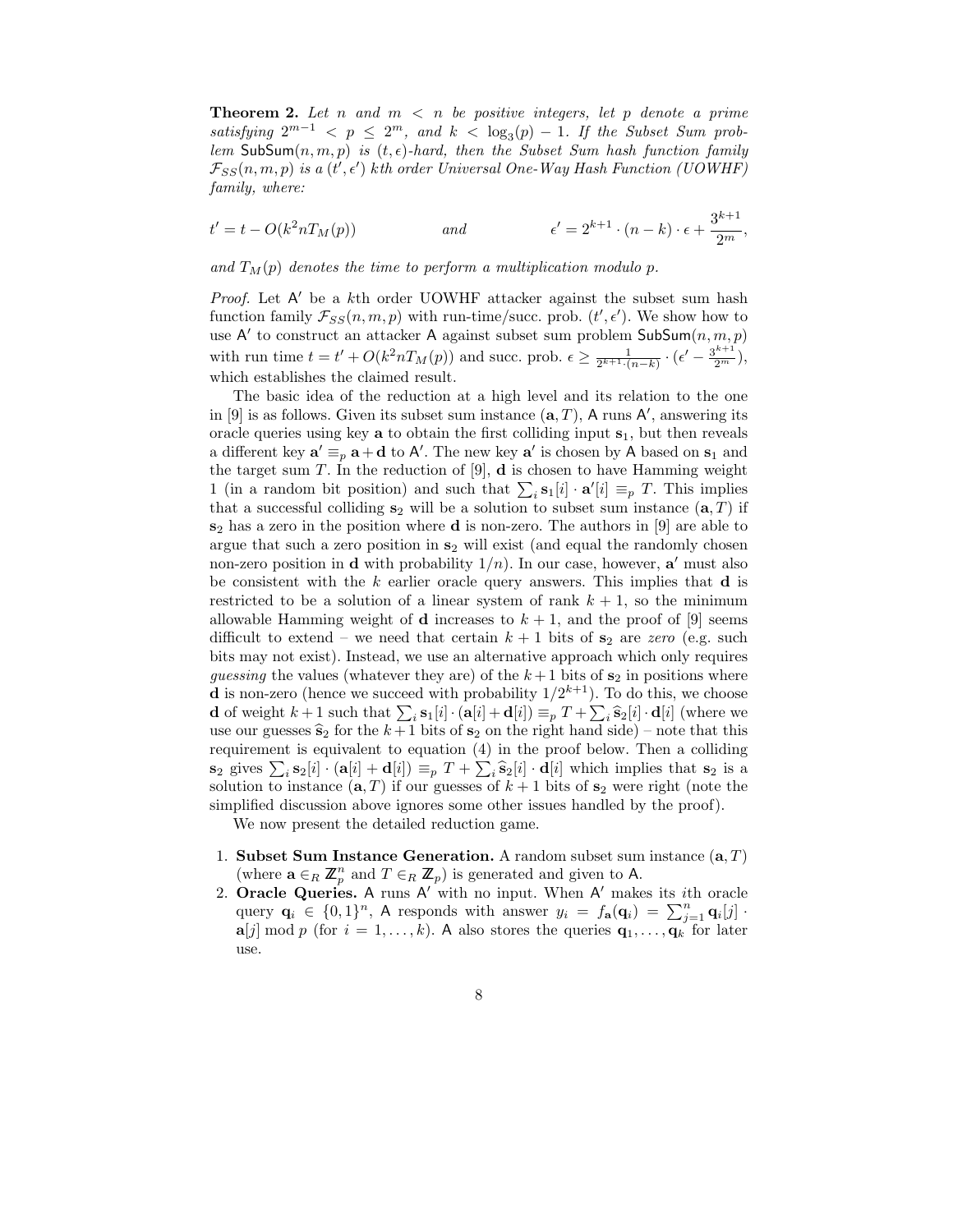**Theorem 2.** *Let $n$ and $m < n$ be positive integers, let $p$ denote a prime satisfying $2^{m-1} < p \leq 2^m$, and $k < \log_3(p) - 1$. If the Subset Sum problem $\mathsf{SubSum}(n, m, p)$ is $(t, \epsilon)$-hard, then the Subset Sum hash function family $\mathcal{F}_{SS}(n, m, p)$ is a $(t', \epsilon')$ kth order Universal One-Way Hash Function (UOWHF) family, where:*

$$t' = t - O(k^2 n T_M(p)) \qquad\qquad \text{and} \qquad\qquad \epsilon' = 2^{k+1} \cdot (n-k) \cdot \epsilon + \frac{3^{k+1}}{2^m},$$

*and $T_M(p)$ denotes the time to perform a multiplication modulo $p$.*

*Proof.* Let $\mathsf{A}'$ be a $k$th order UOWHF attacker against the subset sum hash function family $\mathcal{F}_{SS}(n, m, p)$ with run-time/succ. prob. $(t', \epsilon')$. We show how to use $\mathsf{A}'$ to construct an attacker $\mathsf{A}$ against subset sum problem $\mathsf{SubSum}(n, m, p)$ with run time $t = t' + O(k^2 n T_M(p))$ and succ. prob. $\epsilon \geq \frac{1}{2^{k+1} \cdot (n-k)} \cdot (\epsilon' - \frac{3^{k+1}}{2^m})$, which establishes the claimed result.

The basic idea of the reduction at a high level and its relation to the one in [9] is as follows. Given its subset sum instance $(\mathbf{a}, T)$, $\mathsf{A}$ runs $\mathsf{A}'$, answering its oracle queries using key $\mathbf{a}$ to obtain the first colliding input $\mathbf{s}_1$, but then reveals a different key $\mathbf{a}' \equiv_p \mathbf{a} + \mathbf{d}$ to $\mathsf{A}'$. The new key $\mathbf{a}'$ is chosen by $\mathsf{A}$ based on $\mathbf{s}_1$ and the target sum $T$. In the reduction of [9], $\mathbf{d}$ is chosen to have Hamming weight 1 (in a random bit position) and such that $\sum_i \mathbf{s}_1[i] \cdot \mathbf{a}'[i] \equiv_p T$. This implies that a successful colliding $\mathbf{s}_2$ will be a solution to subset sum instance $(\mathbf{a}, T)$ if $\mathbf{s}_2$ has a zero in the position where $\mathbf{d}$ is non-zero. The authors in [9] are able to argue that such a zero position in $\mathbf{s}_2$ will exist (and equal the randomly chosen non-zero position in $\mathbf{d}$ with probability $1/n$). In our case, however, $\mathbf{a}'$ must also be consistent with the $k$ earlier oracle query answers. This implies that $\mathbf{d}$ is restricted to be a solution of a linear system of rank $k+1$, so the minimum allowable Hamming weight of $\mathbf{d}$ increases to $k+1$, and the proof of [9] seems difficult to extend – we need that certain $k+1$ bits of $\mathbf{s}_2$ are *zero* (e.g. such bits may not exist). Instead, we use an alternative approach which only requires *guessing* the values (whatever they are) of the $k+1$ bits of $\mathbf{s}_2$ in positions where $\mathbf{d}$ is non-zero (hence we succeed with probability $1/2^{k+1}$). To do this, we choose $\mathbf{d}$ of weight $k+1$ such that $\sum_i \mathbf{s}_1[i] \cdot (\mathbf{a}[i] + \mathbf{d}[i]) \equiv_p T + \sum_i \widehat{\mathbf{s}}_2[i] \cdot \mathbf{d}[i]$ (where we use our guesses $\widehat{\mathbf{s}}_2$ for the $k+1$ bits of $\mathbf{s}_2$ on the right hand side) – note that this requirement is equivalent to equation (4) in the proof below. Then a colliding $\mathbf{s}_2$ gives $\sum_i \mathbf{s}_2[i] \cdot (\mathbf{a}[i] + \mathbf{d}[i]) \equiv_p T + \sum_i \widehat{\mathbf{s}}_2[i] \cdot \mathbf{d}[i]$ which implies that $\mathbf{s}_2$ is a solution to instance $(\mathbf{a}, T)$ if our guesses of $k+1$ bits of $\mathbf{s}_2$ were right (note the simplified discussion above ignores some other issues handled by the proof).

We now present the detailed reduction game.

1. **Subset Sum Instance Generation.** A random subset sum instance $(\mathbf{a}, T)$ (where $\mathbf{a} \in_R \mathbb{Z}_p^n$ and $T \in_R \mathbb{Z}_p$) is generated and given to $\mathsf{A}$.
2. **Oracle Queries.** $\mathsf{A}$ runs $\mathsf{A}'$ with no input. When $\mathsf{A}'$ makes its $i$th oracle query $\mathbf{q}_i \in \{0,1\}^n$, $\mathsf{A}$ responds with answer $y_i = f_{\mathbf{a}}(\mathbf{q}_i) = \sum_{j=1}^{n} \mathbf{q}_i[j] \cdot \mathbf{a}[j] \bmod p$ (for $i = 1, \ldots, k$). $\mathsf{A}$ also stores the queries $\mathbf{q}_1, \ldots, \mathbf{q}_k$ for later use.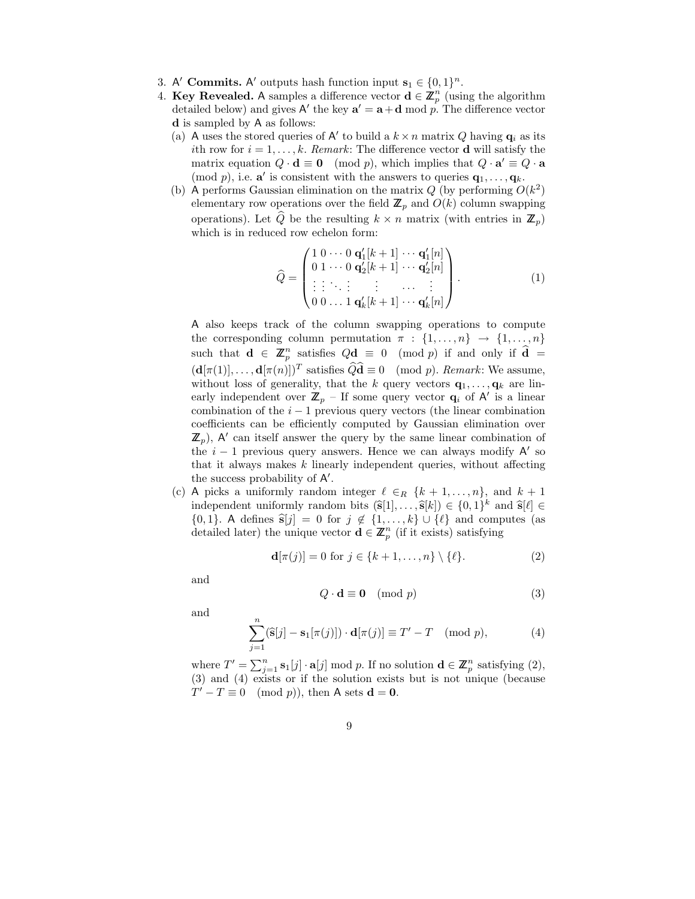3. $\mathsf{A}'$ **Commits.** $\mathsf{A}'$ outputs hash function input $\mathbf{s}_1 \in \{0,1\}^n$.
4. **Key Revealed.** $\mathsf{A}$ samples a difference vector $\mathbf{d} \in \mathbb{Z}_p^n$ (using the algorithm detailed below) and gives $\mathsf{A}'$ the key $\mathbf{a}' = \mathbf{a} + \mathbf{d} \bmod p$. The difference vector $\mathbf{d}$ is sampled by $\mathsf{A}$ as follows:
   (a) $\mathsf{A}$ uses the stored queries of $\mathsf{A}'$ to build a $k \times n$ matrix $Q$ having $\mathbf{q}_i$ as its $i$th row for $i = 1, \ldots, k$. *Remark*: The difference vector $\mathbf{d}$ will satisfy the matrix equation $Q \cdot \mathbf{d} \equiv \mathbf{0} \pmod p$, which implies that $Q \cdot \mathbf{a}' \equiv Q \cdot \mathbf{a} \pmod p$, i.e. $\mathbf{a}'$ is consistent with the answers to queries $\mathbf{q}_1, \ldots, \mathbf{q}_k$.
   (b) $\mathsf{A}$ performs Gaussian elimination on the matrix $Q$ (by performing $O(k^2)$ elementary row operations over the field $\mathbb{Z}_p$ and $O(k)$ column swapping operations). Let $\widehat{Q}$ be the resulting $k \times n$ matrix (with entries in $\mathbb{Z}_p$) which is in reduced row echelon form:

$$\widehat{Q} = \begin{pmatrix} 1 & 0 & \cdots & 0 & \mathbf{q}'_1[k+1] & \cdots & \mathbf{q}'_1[n] \\ 0 & 1 & \cdots & 0 & \mathbf{q}'_2[k+1] & \cdots & \mathbf{q}'_2[n] \\ \vdots & \vdots & \ddots & \vdots & \vdots & \cdots & \vdots \\ 0 & 0 & \ldots & 1 & \mathbf{q}'_k[k+1] & \cdots & \mathbf{q}'_k[n] \end{pmatrix}. \tag{1}$$

   $\mathsf{A}$ also keeps track of the column swapping operations to compute the corresponding column permutation $\pi : \{1, \ldots, n\} \to \{1, \ldots, n\}$ such that $\mathbf{d} \in \mathbb{Z}_p^n$ satisfies $Q\mathbf{d} \equiv 0 \pmod p$ if and only if $\widehat{\mathbf{d}} = (\mathbf{d}[\pi(1)], \ldots, \mathbf{d}[\pi(n)])^T$ satisfies $\widehat{Q}\widehat{\mathbf{d}} \equiv 0 \pmod p$. *Remark*: We assume, without loss of generality, that the $k$ query vectors $\mathbf{q}_1, \ldots, \mathbf{q}_k$ are linearly independent over $\mathbb{Z}_p$ – If some query vector $\mathbf{q}_i$ of $\mathsf{A}'$ is a linear combination of the $i-1$ previous query vectors (the linear combination coefficients can be efficiently computed by Gaussian elimination over $\mathbb{Z}_p$), $\mathsf{A}'$ can itself answer the query by the same linear combination of the $i-1$ previous query answers. Hence we can always modify $\mathsf{A}'$ so that it always makes $k$ linearly independent queries, without affecting the success probability of $\mathsf{A}'$.
   (c) $\mathsf{A}$ picks a uniformly random integer $\ell \in_R \{k+1, \ldots, n\}$, and $k+1$ independent uniformly random bits $(\widehat{\mathbf{s}}[1], \ldots, \widehat{\mathbf{s}}[k]) \in \{0,1\}^k$ and $\widehat{\mathbf{s}}[\ell] \in \{0,1\}$. $\mathsf{A}$ defines $\widehat{\mathbf{s}}[j] = 0$ for $j \notin \{1, \ldots, k\} \cup \{\ell\}$ and computes (as detailed later) the unique vector $\mathbf{d} \in \mathbb{Z}_p^n$ (if it exists) satisfying

$$\mathbf{d}[\pi(j)] = 0 \text{ for } j \in \{k+1, \ldots, n\} \setminus \{\ell\}. \tag{2}$$

   and

$$Q \cdot \mathbf{d} \equiv \mathbf{0} \pmod p \tag{3}$$

   and

$$\sum_{j=1}^{n} (\widehat{\mathbf{s}}[j] - \mathbf{s}_1[\pi(j)]) \cdot \mathbf{d}[\pi(j)] \equiv T' - T \pmod p, \tag{4}$$

   where $T' = \sum_{j=1}^{n} \mathbf{s}_1[j] \cdot \mathbf{a}[j] \bmod p$. If no solution $\mathbf{d} \in \mathbb{Z}_p^n$ satisfying (2), (3) and (4) exists or if the solution exists but is not unique (because $T' - T \equiv 0 \pmod p$), then $\mathsf{A}$ sets $\mathbf{d} = \mathbf{0}$.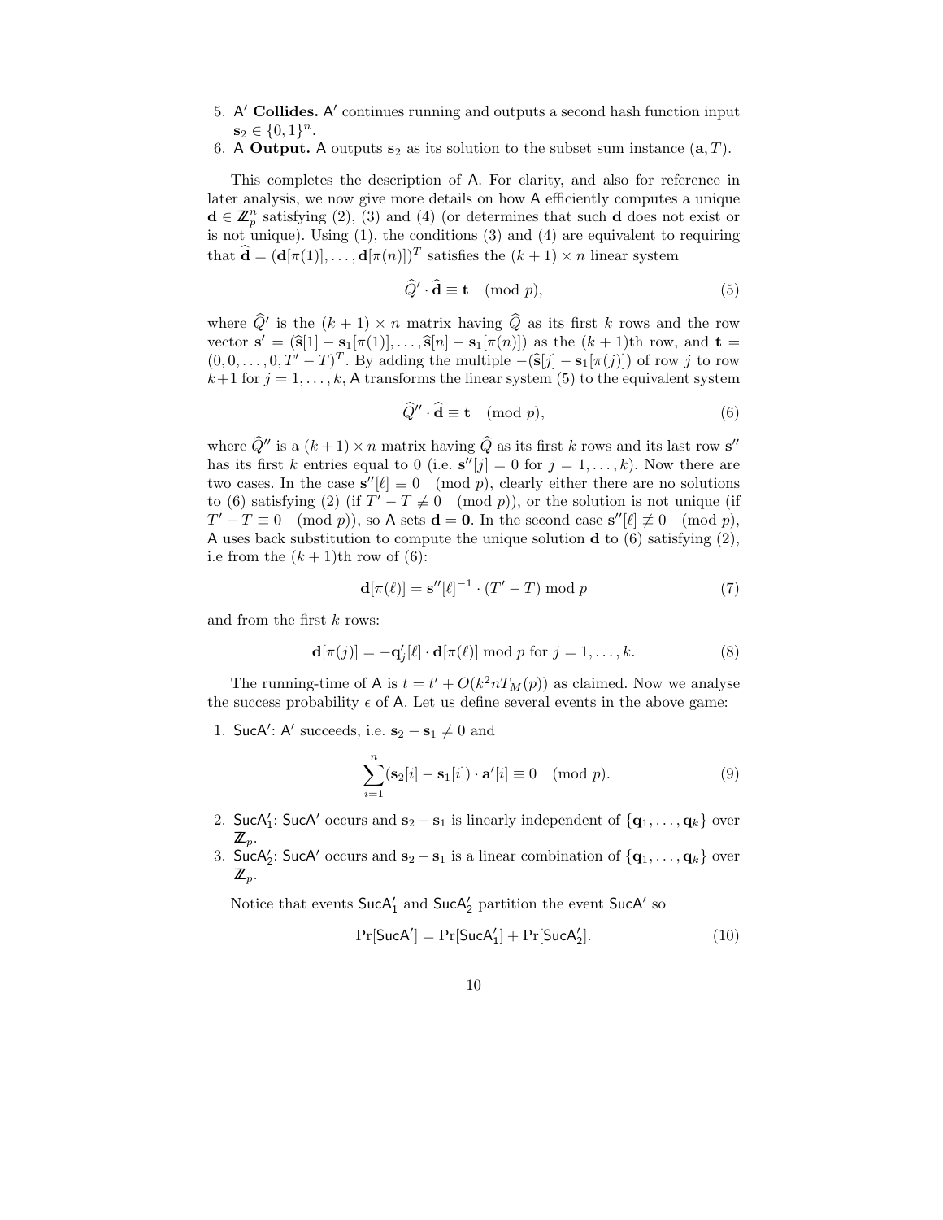5. $\mathsf{A}'$ **Collides.** $\mathsf{A}'$ continues running and outputs a second hash function input $\mathbf{s}_2 \in \{0,1\}^n$.
6. $\mathsf{A}$ **Output.** $\mathsf{A}$ outputs $\mathbf{s}_2$ as its solution to the subset sum instance $(\mathbf{a}, T)$.

This completes the description of $\mathsf{A}$. For clarity, and also for reference in later analysis, we now give more details on how $\mathsf{A}$ efficiently computes a unique $\mathbf{d} \in \mathbb{Z}_p^n$ satisfying (2), (3) and (4) (or determines that such $\mathbf{d}$ does not exist or is not unique). Using (1), the conditions (3) and (4) are equivalent to requiring that $\widehat{\mathbf{d}} = (\mathbf{d}[\pi(1)], \ldots, \mathbf{d}[\pi(n)])^T$ satisfies the $(k+1) \times n$ linear system

$$\widehat{Q}' \cdot \widehat{\mathbf{d}} \equiv \mathbf{t} \pmod{p}, \tag{5}$$

where $\widehat{Q}'$ is the $(k+1) \times n$ matrix having $\widehat{Q}$ as its first $k$ rows and the row vector $\mathbf{s}' = (\widehat{\mathbf{s}}[1] - \mathbf{s}_1[\pi(1)], \ldots, \widehat{\mathbf{s}}[n] - \mathbf{s}_1[\pi(n)])$ as the $(k+1)$th row, and $\mathbf{t} = (0, 0, \ldots, 0, T' - T)^T$. By adding the multiple $-(\widehat{\mathbf{s}}[j] - \mathbf{s}_1[\pi(j)])$ of row $j$ to row $k+1$ for $j = 1, \ldots, k$, $\mathsf{A}$ transforms the linear system (5) to the equivalent system

$$\widehat{Q}'' \cdot \widehat{\mathbf{d}} \equiv \mathbf{t} \pmod{p}, \tag{6}$$

where $\widehat{Q}''$ is a $(k+1) \times n$ matrix having $\widehat{Q}$ as its first $k$ rows and its last row $\mathbf{s}''$ has its first $k$ entries equal to 0 (i.e. $\mathbf{s}''[j] = 0$ for $j = 1, \ldots, k$). Now there are two cases. In the case $\mathbf{s}''[\ell] \equiv 0 \pmod{p}$, clearly either there are no solutions to (6) satisfying (2) (if $T' - T \not\equiv 0 \pmod{p}$), or the solution is not unique (if $T' - T \equiv 0 \pmod{p}$), so $\mathsf{A}$ sets $\mathbf{d} = \mathbf{0}$. In the second case $\mathbf{s}''[\ell] \not\equiv 0 \pmod{p}$, $\mathsf{A}$ uses back substitution to compute the unique solution $\mathbf{d}$ to (6) satisfying (2), i.e from the $(k+1)$th row of (6):

$$\mathbf{d}[\pi(\ell)] = \mathbf{s}''[\ell]^{-1} \cdot (T' - T) \bmod p \tag{7}$$

and from the first $k$ rows:

$$\mathbf{d}[\pi(j)] = -\mathbf{q}'_j[\ell] \cdot \mathbf{d}[\pi(\ell)] \bmod p \text{ for } j = 1, \ldots, k. \tag{8}$$

The running-time of $\mathsf{A}$ is $t = t' + O(k^2 n T_M(p))$ as claimed. Now we analyse the success probability $\epsilon$ of $\mathsf{A}$. Let us define several events in the above game:

1. $\mathsf{SucA}'$: $\mathsf{A}'$ succeeds, i.e. $\mathbf{s}_2 - \mathbf{s}_1 \neq 0$ and

$$\sum_{i=1}^{n} (\mathbf{s}_2[i] - \mathbf{s}_1[i]) \cdot \mathbf{a}'[i] \equiv 0 \pmod{p}. \tag{9}$$

2. $\mathsf{SucA}'_1$: $\mathsf{SucA}'$ occurs and $\mathbf{s}_2 - \mathbf{s}_1$ is linearly independent of $\{\mathbf{q}_1, \ldots, \mathbf{q}_k\}$ over $\mathbb{Z}_p$.
3. $\mathsf{SucA}'_2$: $\mathsf{SucA}'$ occurs and $\mathbf{s}_2 - \mathbf{s}_1$ is a linear combination of $\{\mathbf{q}_1, \ldots, \mathbf{q}_k\}$ over $\mathbb{Z}_p$.

Notice that events $\mathsf{SucA}'_1$ and $\mathsf{SucA}'_2$ partition the event $\mathsf{SucA}'$ so

$$\Pr[\mathsf{SucA}'] = \Pr[\mathsf{SucA}'_1] + \Pr[\mathsf{SucA}'_2]. \tag{10}$$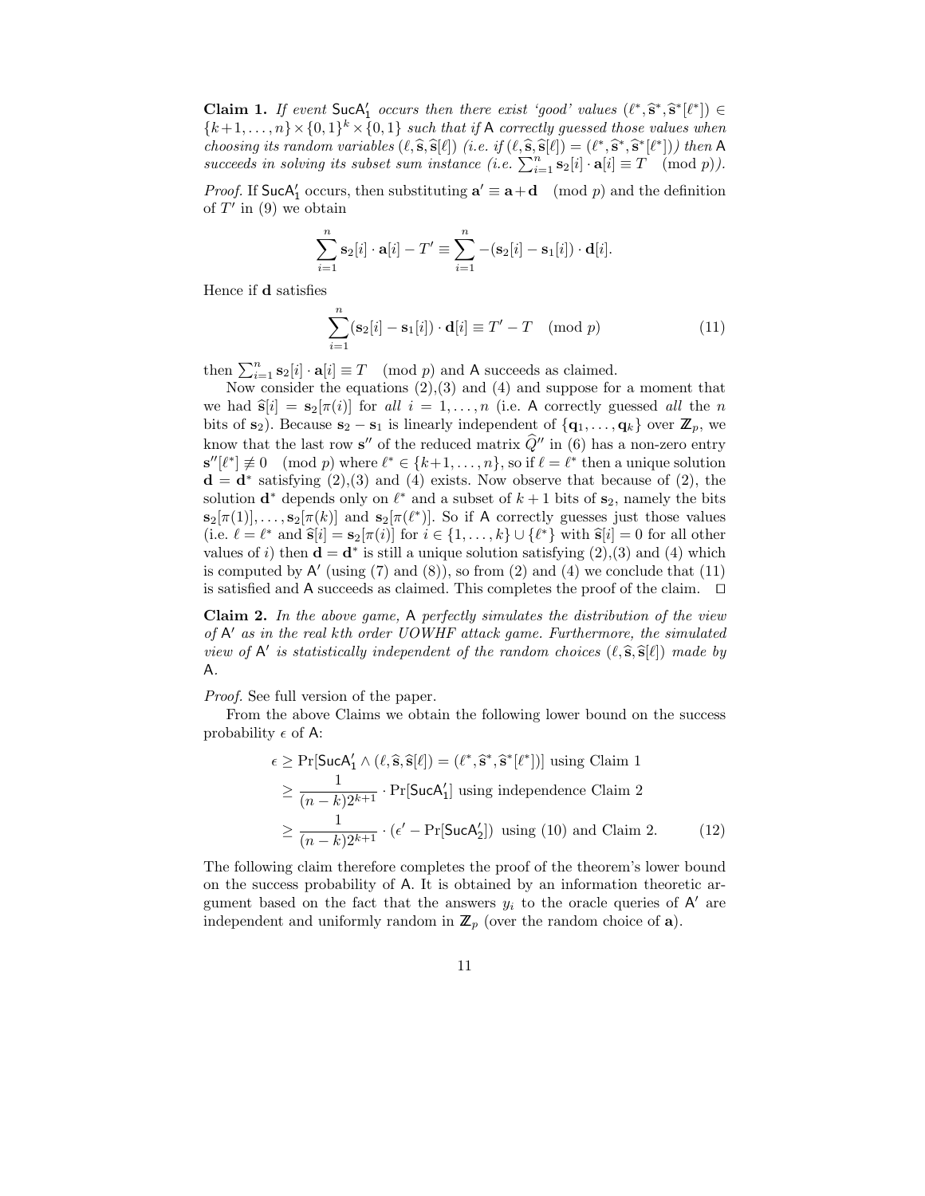**Claim 1.** *If event $\mathsf{SucA}_1'$ occurs then there exist 'good' values $(\ell^*, \widehat{\mathbf{s}}^*, \widehat{\mathbf{s}}^*[\ell^*]) \in \{k+1, \ldots, n\} \times \{0,1\}^k \times \{0,1\}$ such that if $\mathsf{A}$ correctly guessed those values when choosing its random variables $(\ell, \widehat{\mathbf{s}}, \widehat{\mathbf{s}}[\ell])$ (i.e. if $(\ell, \widehat{\mathbf{s}}, \widehat{\mathbf{s}}[\ell]) = (\ell^*, \widehat{\mathbf{s}}^*, \widehat{\mathbf{s}}^*[\ell^*])$) then $\mathsf{A}$ succeeds in solving its subset sum instance (i.e. $\sum_{i=1}^n \mathbf{s}_2[i] \cdot \mathbf{a}[i] \equiv T \pmod p$).*

*Proof.* If $\mathsf{SucA}_1'$ occurs, then substituting $\mathbf{a}' \equiv \mathbf{a} + \mathbf{d} \pmod p$ and the definition of $T'$ in (9) we obtain

$$\sum_{i=1}^n \mathbf{s}_2[i] \cdot \mathbf{a}[i] - T' \equiv \sum_{i=1}^n -(\mathbf{s}_2[i] - \mathbf{s}_1[i]) \cdot \mathbf{d}[i].$$

Hence if $\mathbf{d}$ satisfies

$$\sum_{i=1}^n (\mathbf{s}_2[i] - \mathbf{s}_1[i]) \cdot \mathbf{d}[i] \equiv T' - T \pmod p \tag{11}$$

then $\sum_{i=1}^n \mathbf{s}_2[i] \cdot \mathbf{a}[i] \equiv T \pmod p$ and $\mathsf{A}$ succeeds as claimed.

Now consider the equations (2),(3) and (4) and suppose for a moment that we had $\widehat{\mathbf{s}}[i] = \mathbf{s}_2[\pi(i)]$ for *all* $i = 1, \ldots, n$ (i.e. $\mathsf{A}$ correctly guessed *all* the $n$ bits of $\mathbf{s}_2$). Because $\mathbf{s}_2 - \mathbf{s}_1$ is linearly independent of $\{\mathbf{q}_1, \ldots, \mathbf{q}_k\}$ over $\mathbb{Z}_p$, we know that the last row $\mathbf{s}''$ of the reduced matrix $\widehat{Q}''$ in (6) has a non-zero entry $\mathbf{s}''[\ell^*] \not\equiv 0 \pmod p$ where $\ell^* \in \{k+1, \ldots, n\}$, so if $\ell = \ell^*$ then a unique solution $\mathbf{d} = \mathbf{d}^*$ satisfying (2),(3) and (4) exists. Now observe that because of (2), the solution $\mathbf{d}^*$ depends only on $\ell^*$ and a subset of $k+1$ bits of $\mathbf{s}_2$, namely the bits $\mathbf{s}_2[\pi(1)], \ldots, \mathbf{s}_2[\pi(k)]$ and $\mathbf{s}_2[\pi(\ell^*)]$. So if $\mathsf{A}$ correctly guesses just those values (i.e. $\ell = \ell^*$ and $\widehat{\mathbf{s}}[i] = \mathbf{s}_2[\pi(i)]$ for $i \in \{1, \ldots, k\} \cup \{\ell^*\}$ with $\widehat{\mathbf{s}}[i] = 0$ for all other values of $i$) then $\mathbf{d} = \mathbf{d}^*$ is still a unique solution satisfying (2),(3) and (4) which is computed by $\mathsf{A}'$ (using (7) and (8)), so from (2) and (4) we conclude that (11) is satisfied and $\mathsf{A}$ succeeds as claimed. This completes the proof of the claim. $\square$

**Claim 2.** *In the above game, $\mathsf{A}$ perfectly simulates the distribution of the view of $\mathsf{A}'$ as in the real $k$th order UOWHF attack game. Furthermore, the simulated view of $\mathsf{A}'$ is statistically independent of the random choices $(\ell, \widehat{\mathbf{s}}, \widehat{\mathbf{s}}[\ell])$ made by $\mathsf{A}$.*

*Proof.* See full version of the paper.

From the above Claims we obtain the following lower bound on the success probability $\epsilon$ of $\mathsf{A}$:

$$\begin{aligned}
\epsilon &\geq \Pr[\mathsf{SucA}_1' \wedge (\ell, \widehat{\mathbf{s}}, \widehat{\mathbf{s}}[\ell]) = (\ell^*, \widehat{\mathbf{s}}^*, \widehat{\mathbf{s}}^*[\ell^*])] \text{ using Claim 1} \\
&\geq \frac{1}{(n-k)2^{k+1}} \cdot \Pr[\mathsf{SucA}_1'] \text{ using independence Claim 2} \\
&\geq \frac{1}{(n-k)2^{k+1}} \cdot (\epsilon' - \Pr[\mathsf{SucA}_2']) \text{ using (10) and Claim 2.}
\end{aligned} \tag{12}$$

The following claim therefore completes the proof of the theorem's lower bound on the success probability of $\mathsf{A}$. It is obtained by an information theoretic argument based on the fact that the answers $y_i$ to the oracle queries of $\mathsf{A}'$ are independent and uniformly random in $\mathbb{Z}_p$ (over the random choice of $\mathbf{a}$).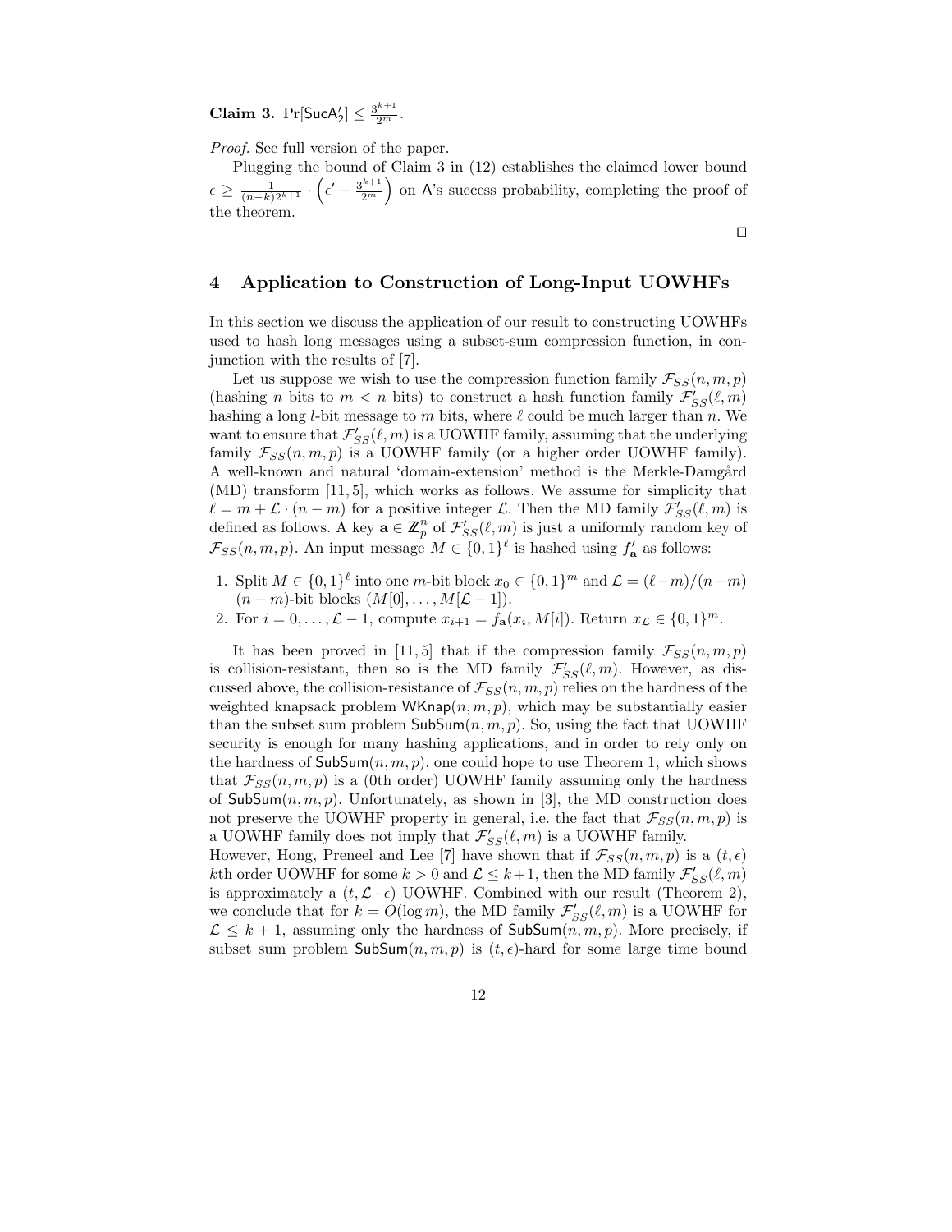**Claim 3.** $\Pr[\mathsf{SucA}_2'] \leq \frac{3^{k+1}}{2^m}$.

*Proof.* See full version of the paper.

Plugging the bound of Claim 3 in (12) establishes the claimed lower bound $\epsilon \geq \frac{1}{(n-k)2^{k+1}} \cdot \left(\epsilon' - \frac{3^{k+1}}{2^m}\right)$ on $\mathsf{A}$'s success probability, completing the proof of the theorem.

□

## 4 Application to Construction of Long-Input UOWHFs

In this section we discuss the application of our result to constructing UOWHFs used to hash long messages using a subset-sum compression function, in conjunction with the results of [7].

Let us suppose we wish to use the compression function family $\mathcal{F}_{SS}(n, m, p)$ (hashing $n$ bits to $m < n$ bits) to construct a hash function family $\mathcal{F}'_{SS}(\ell, m)$ hashing a long $l$-bit message to $m$ bits, where $\ell$ could be much larger than $n$. We want to ensure that $\mathcal{F}'_{SS}(\ell, m)$ is a UOWHF family, assuming that the underlying family $\mathcal{F}_{SS}(n, m, p)$ is a UOWHF family (or a higher order UOWHF family). A well-known and natural 'domain-extension' method is the Merkle-Damgård (MD) transform [11, 5], which works as follows. We assume for simplicity that $\ell = m + \mathcal{L} \cdot (n - m)$ for a positive integer $\mathcal{L}$. Then the MD family $\mathcal{F}'_{SS}(\ell, m)$ is defined as follows. A key $\mathbf{a} \in \mathbb{Z}_p^n$ of $\mathcal{F}'_{SS}(\ell, m)$ is just a uniformly random key of $\mathcal{F}_{SS}(n, m, p)$. An input message $M \in \{0, 1\}^\ell$ is hashed using $f'_{\mathbf{a}}$ as follows:

1. Split $M \in \{0, 1\}^\ell$ into one $m$-bit block $x_0 \in \{0, 1\}^m$ and $\mathcal{L} = (\ell - m)/(n - m)$ $(n - m)$-bit blocks $(M[0], \ldots, M[\mathcal{L} - 1])$.
2. For $i = 0, \ldots, \mathcal{L} - 1$, compute $x_{i+1} = f_{\mathbf{a}}(x_i, M[i])$. Return $x_{\mathcal{L}} \in \{0, 1\}^m$.

It has been proved in [11, 5] that if the compression family $\mathcal{F}_{SS}(n, m, p)$ is collision-resistant, then so is the MD family $\mathcal{F}'_{SS}(\ell, m)$. However, as discussed above, the collision-resistance of $\mathcal{F}_{SS}(n, m, p)$ relies on the hardness of the weighted knapsack problem $\mathsf{WKnap}(n, m, p)$, which may be substantially easier than the subset sum problem $\mathsf{SubSum}(n, m, p)$. So, using the fact that UOWHF security is enough for many hashing applications, and in order to rely only on the hardness of $\mathsf{SubSum}(n, m, p)$, one could hope to use Theorem 1, which shows that $\mathcal{F}_{SS}(n, m, p)$ is a (0th order) UOWHF family assuming only the hardness of $\mathsf{SubSum}(n, m, p)$. Unfortunately, as shown in [3], the MD construction does not preserve the UOWHF property in general, i.e. the fact that $\mathcal{F}_{SS}(n, m, p)$ is a UOWHF family does not imply that $\mathcal{F}'_{SS}(\ell, m)$ is a UOWHF family.
However, Hong, Preneel and Lee [7] have shown that if $\mathcal{F}_{SS}(n, m, p)$ is a $(t, \epsilon)$ $k$th order UOWHF for some $k > 0$ and $\mathcal{L} \leq k+1$, then the MD family $\mathcal{F}'_{SS}(\ell, m)$ is approximately a $(t, \mathcal{L} \cdot \epsilon)$ UOWHF. Combined with our result (Theorem 2), we conclude that for $k = O(\log m)$, the MD family $\mathcal{F}'_{SS}(\ell, m)$ is a UOWHF for $\mathcal{L} \leq k + 1$, assuming only the hardness of $\mathsf{SubSum}(n, m, p)$. More precisely, if subset sum problem $\mathsf{SubSum}(n, m, p)$ is $(t, \epsilon)$-hard for some large time bound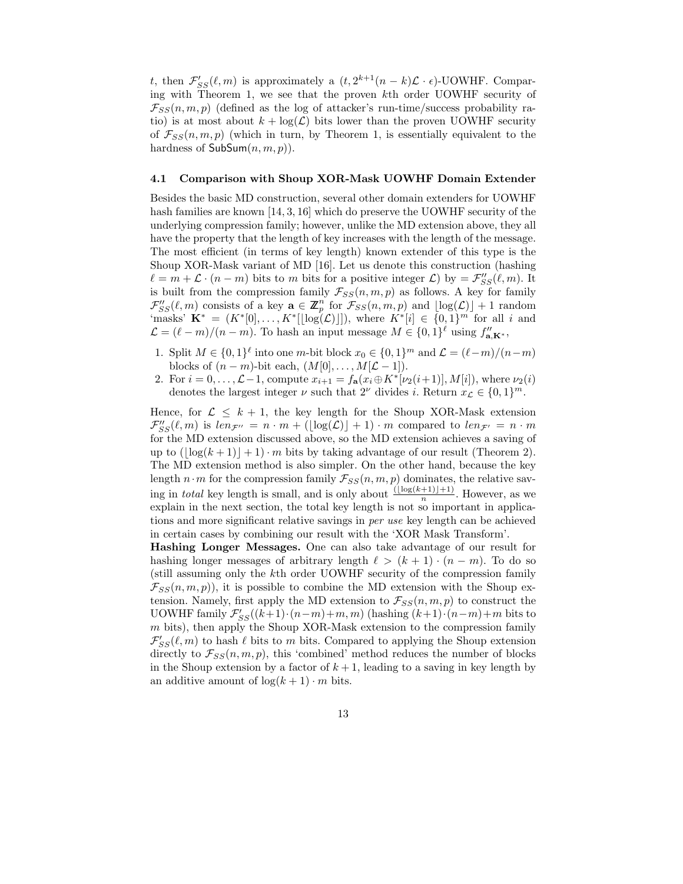$t$, then $\mathcal{F}'_{SS}(\ell, m)$ is approximately a $(t, 2^{k+1}(n-k)\mathcal{L} \cdot \epsilon)$-UOWHF. Comparing with Theorem 1, we see that the proven $k$th order UOWHF security of $\mathcal{F}_{SS}(n, m, p)$ (defined as the log of attacker's run-time/success probability ratio) is at most about $k + \log(\mathcal{L})$ bits lower than the proven UOWHF security of $\mathcal{F}_{SS}(n, m, p)$ (which in turn, by Theorem 1, is essentially equivalent to the hardness of $\mathsf{SubSum}(n, m, p)$).

### 4.1 Comparison with Shoup XOR-Mask UOWHF Domain Extender

Besides the basic MD construction, several other domain extenders for UOWHF hash families are known [14, 3, 16] which do preserve the UOWHF security of the underlying compression family; however, unlike the MD extension above, they all have the property that the length of key increases with the length of the message. The most efficient (in terms of key length) known extender of this type is the Shoup XOR-Mask variant of MD [16]. Let us denote this construction (hashing $\ell = m + \mathcal{L} \cdot (n - m)$ bits to $m$ bits for a positive integer $\mathcal{L}$) by $= \mathcal{F}''_{SS}(\ell, m)$. It is built from the compression family $\mathcal{F}_{SS}(n, m, p)$ as follows. A key for family $\mathcal{F}''_{SS}(\ell, m)$ consists of a key $\mathbf{a} \in \mathbb{Z}_p^n$ for $\mathcal{F}_{SS}(n, m, p)$ and $\lfloor \log(\mathcal{L}) \rfloor + 1$ random 'masks' $\mathbf{K}^* = (K^*[0], \ldots, K^*[\lfloor \log(\mathcal{L}) \rfloor])$, where $K^*[i] \in \{0,1\}^m$ for all $i$ and $\mathcal{L} = (\ell - m)/(n - m)$. To hash an input message $M \in \{0,1\}^\ell$ using $f''_{\mathbf{a},\mathbf{K}^*}$,

1. Split $M \in \{0,1\}^\ell$ into one $m$-bit block $x_0 \in \{0,1\}^m$ and $\mathcal{L} = (\ell - m)/(n - m)$ blocks of $(n - m)$-bit each, $(M[0], \ldots, M[\mathcal{L} - 1])$.
2. For $i = 0, \ldots, \mathcal{L} - 1$, compute $x_{i+1} = f_{\mathbf{a}}(x_i \oplus K^*[\nu_2(i+1)], M[i])$, where $\nu_2(i)$ denotes the largest integer $\nu$ such that $2^\nu$ divides $i$. Return $x_{\mathcal{L}} \in \{0,1\}^m$.

Hence, for $\mathcal{L} \leq k + 1$, the key length for the Shoup XOR-Mask extension $\mathcal{F}''_{SS}(\ell, m)$ is $len_{\mathcal{F}''} = n \cdot m + (\lfloor \log(\mathcal{L}) \rfloor + 1) \cdot m$ compared to $len_{\mathcal{F}'} = n \cdot m$ for the MD extension discussed above, so the MD extension achieves a saving of up to $(\lfloor \log(k+1) \rfloor + 1) \cdot m$ bits by taking advantage of our result (Theorem 2). The MD extension method is also simpler. On the other hand, because the key length $n \cdot m$ for the compression family $\mathcal{F}_{SS}(n, m, p)$ dominates, the relative saving in *total* key length is small, and is only about $\frac{(\lfloor \log(k+1) \rfloor + 1)}{n}$. However, as we explain in the next section, the total key length is not so important in applications and more significant relative savings in *per use* key length can be achieved in certain cases by combining our result with the 'XOR Mask Transform'.

**Hashing Longer Messages.** One can also take advantage of our result for hashing longer messages of arbitrary length $\ell > (k + 1) \cdot (n - m)$. To do so (still assuming only the $k$th order UOWHF security of the compression family $\mathcal{F}_{SS}(n, m, p)$), it is possible to combine the MD extension with the Shoup extension. Namely, first apply the MD extension to $\mathcal{F}_{SS}(n, m, p)$ to construct the UOWHF family $\mathcal{F}'_{SS}((k+1) \cdot (n-m) + m, m)$ (hashing $(k+1) \cdot (n-m) + m$ bits to $m$ bits), then apply the Shoup XOR-Mask extension to the compression family $\mathcal{F}'_{SS}(\ell, m)$ to hash $\ell$ bits to $m$ bits. Compared to applying the Shoup extension directly to $\mathcal{F}_{SS}(n, m, p)$, this 'combined' method reduces the number of blocks in the Shoup extension by a factor of $k + 1$, leading to a saving in key length by an additive amount of $\log(k + 1) \cdot m$ bits.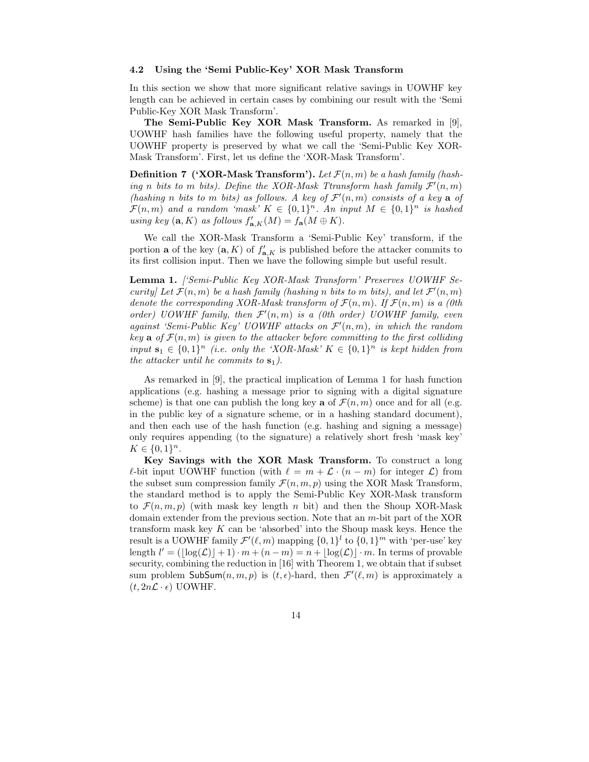### 4.2 Using the 'Semi Public-Key' XOR Mask Transform

In this section we show that more significant relative savings in UOWHF key length can be achieved in certain cases by combining our result with the 'Semi Public-Key XOR Mask Transform'.

**The Semi-Public Key XOR Mask Transform.** As remarked in [9], UOWHF hash families have the following useful property, namely that the UOWHF property is preserved by what we call the 'Semi-Public Key XOR-Mask Transform'. First, let us define the 'XOR-Mask Transform'.

**Definition 7 ('XOR-Mask Transform').** *Let $\mathcal{F}(n, m)$ be a hash family (hashing n bits to m bits). Define the XOR-Mask Ttransform hash family $\mathcal{F}'(n, m)$ (hashing n bits to m bits) as follows. A key of $\mathcal{F}'(n, m)$ consists of a key $\mathbf{a}$ of $\mathcal{F}(n, m)$ and a random 'mask' $K \in \{0, 1\}^n$. An input $M \in \{0, 1\}^n$ is hashed using key $(\mathbf{a}, K)$ as follows $f'_{\mathbf{a},K}(M) = f_{\mathbf{a}}(M \oplus K)$.*

We call the XOR-Mask Transform a 'Semi-Public Key' transform, if the portion $\mathbf{a}$ of the key $(\mathbf{a}, K)$ of $f'_{\mathbf{a},K}$ is published before the attacker commits to its first collision input. Then we have the following simple but useful result.

**Lemma 1.** *['Semi-Public Key XOR-Mask Transform' Preserves UOWHF Security] Let $\mathcal{F}(n, m)$ be a hash family (hashing n bits to m bits), and let $\mathcal{F}'(n, m)$ denote the corresponding XOR-Mask transform of $\mathcal{F}(n, m)$. If $\mathcal{F}(n, m)$ is a (0th order) UOWHF family, then $\mathcal{F}'(n, m)$ is a (0th order) UOWHF family, even against 'Semi-Public Key' UOWHF attacks on $\mathcal{F}'(n, m)$, in which the random key $\mathbf{a}$ of $\mathcal{F}(n, m)$ is given to the attacker before committing to the first colliding input $\mathbf{s}_1 \in \{0, 1\}^n$ (i.e. only the 'XOR-Mask' $K \in \{0, 1\}^n$ is kept hidden from the attacker until he commits to $\mathbf{s}_1$).*

As remarked in [9], the practical implication of Lemma 1 for hash function applications (e.g. hashing a message prior to signing with a digital signature scheme) is that one can publish the long key $\mathbf{a}$ of $\mathcal{F}(n, m)$ once and for all (e.g. in the public key of a signature scheme, or in a hashing standard document), and then each use of the hash function (e.g. hashing and signing a message) only requires appending (to the signature) a relatively short fresh 'mask key' $K \in \{0, 1\}^n$.

**Key Savings with the XOR Mask Transform.** To construct a long $\ell$-bit input UOWHF function (with $\ell = m + \mathcal{L} \cdot (n - m)$ for integer $\mathcal{L}$) from the subset sum compression family $\mathcal{F}(n, m, p)$ using the XOR Mask Transform, the standard method is to apply the Semi-Public Key XOR-Mask transform to $\mathcal{F}(n, m, p)$ (with mask key length $n$ bit) and then the Shoup XOR-Mask domain extender from the previous section. Note that an $m$-bit part of the XOR transform mask key $K$ can be 'absorbed' into the Shoup mask keys. Hence the result is a UOWHF family $\mathcal{F}'(\ell, m)$ mapping $\{0, 1\}^l$ to $\{0, 1\}^m$ with 'per-use' key length $l' = (\lfloor \log(\mathcal{L}) \rfloor + 1) \cdot m + (n - m) = n + \lfloor \log(\mathcal{L}) \rfloor \cdot m$. In terms of provable security, combining the reduction in [16] with Theorem 1, we obtain that if subset sum problem $\mathsf{SubSum}(n, m, p)$ is $(t, \epsilon)$-hard, then $\mathcal{F}'(\ell, m)$ is approximately a $(t, 2n\mathcal{L} \cdot \epsilon)$ UOWHF.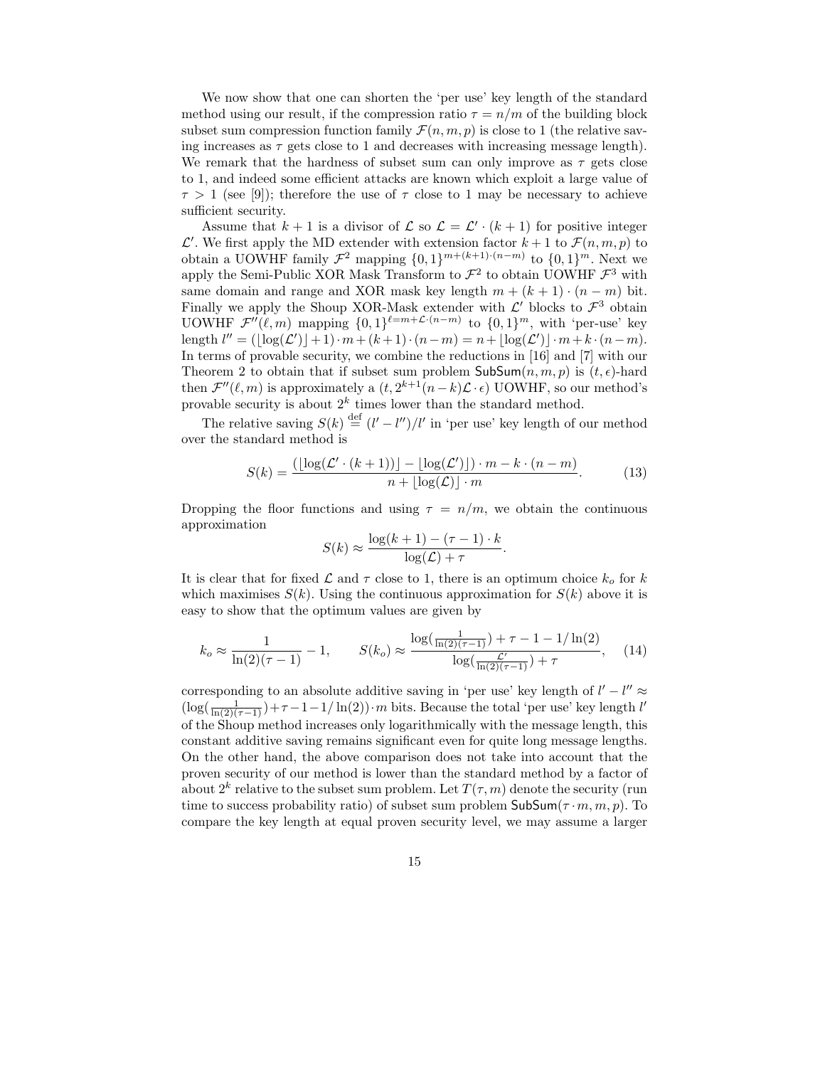We now show that one can shorten the 'per use' key length of the standard method using our result, if the compression ratio $\tau = n/m$ of the building block subset sum compression function family $\mathcal{F}(n, m, p)$ is close to 1 (the relative saving increases as $\tau$ gets close to 1 and decreases with increasing message length). We remark that the hardness of subset sum can only improve as $\tau$ gets close to 1, and indeed some efficient attacks are known which exploit a large value of $\tau > 1$ (see [9]); therefore the use of $\tau$ close to 1 may be necessary to achieve sufficient security.

Assume that $k+1$ is a divisor of $\mathcal{L}$ so $\mathcal{L} = \mathcal{L}' \cdot (k+1)$ for positive integer $\mathcal{L}'$. We first apply the MD extender with extension factor $k+1$ to $\mathcal{F}(n, m, p)$ to obtain a UOWHF family $\mathcal{F}^2$ mapping $\{0,1\}^{m+(k+1)\cdot(n-m)}$ to $\{0,1\}^m$. Next we apply the Semi-Public XOR Mask Transform to $\mathcal{F}^2$ to obtain UOWHF $\mathcal{F}^3$ with same domain and range and XOR mask key length $m + (k+1) \cdot (n-m)$ bit. Finally we apply the Shoup XOR-Mask extender with $\mathcal{L}'$ blocks to $\mathcal{F}^3$ obtain UOWHF $\mathcal{F}''(\ell, m)$ mapping $\{0,1\}^{\ell = m + \mathcal{L}\cdot(n-m)}$ to $\{0,1\}^m$, with 'per-use' key length $l'' = (\lfloor \log(\mathcal{L}') \rfloor + 1) \cdot m + (k+1) \cdot (n-m) = n + \lfloor \log(\mathcal{L}') \rfloor \cdot m + k \cdot (n-m)$. In terms of provable security, we combine the reductions in [16] and [7] with our Theorem 2 to obtain that if subset sum problem $\mathsf{SubSum}(n, m, p)$ is $(t, \epsilon)$-hard then $\mathcal{F}''(\ell, m)$ is approximately a $(t, 2^{k+1}(n-k)\mathcal{L} \cdot \epsilon)$ UOWHF, so our method's provable security is about $2^k$ times lower than the standard method.

The relative saving $S(k) \stackrel{\text{def}}{=} (l' - l'')/l'$ in 'per use' key length of our method over the standard method is

$$S(k) = \frac{(\lfloor \log(\mathcal{L}' \cdot (k+1)) \rfloor - \lfloor \log(\mathcal{L}') \rfloor) \cdot m - k \cdot (n-m)}{n + \lfloor \log(\mathcal{L}) \rfloor \cdot m}. \tag{13}$$

Dropping the floor functions and using $\tau = n/m$, we obtain the continuous approximation

$$S(k) \approx \frac{\log(k+1) - (\tau - 1) \cdot k}{\log(\mathcal{L}) + \tau}.$$

It is clear that for fixed $\mathcal{L}$ and $\tau$ close to 1, there is an optimum choice $k_o$ for $k$ which maximises $S(k)$. Using the continuous approximation for $S(k)$ above it is easy to show that the optimum values are given by

$$k_o \approx \frac{1}{\ln(2)(\tau-1)} - 1, \qquad S(k_o) \approx \frac{\log(\frac{1}{\ln(2)(\tau-1)}) + \tau - 1 - 1/\ln(2)}{\log(\frac{\mathcal{L}'}{\ln(2)(\tau-1)}) + \tau}, \tag{14}$$

corresponding to an absolute additive saving in 'per use' key length of $l' - l'' \approx (\log(\frac{1}{\ln(2)(\tau-1)}) + \tau - 1 - 1/\ln(2)) \cdot m$ bits. Because the total 'per use' key length $l'$ of the Shoup method increases only logarithmically with the message length, this constant additive saving remains significant even for quite long message lengths. On the other hand, the above comparison does not take into account that the proven security of our method is lower than the standard method by a factor of about $2^k$ relative to the subset sum problem. Let $T(\tau, m)$ denote the security (run time to success probability ratio) of subset sum problem $\mathsf{SubSum}(\tau \cdot m, m, p)$. To compare the key length at equal proven security level, we may assume a larger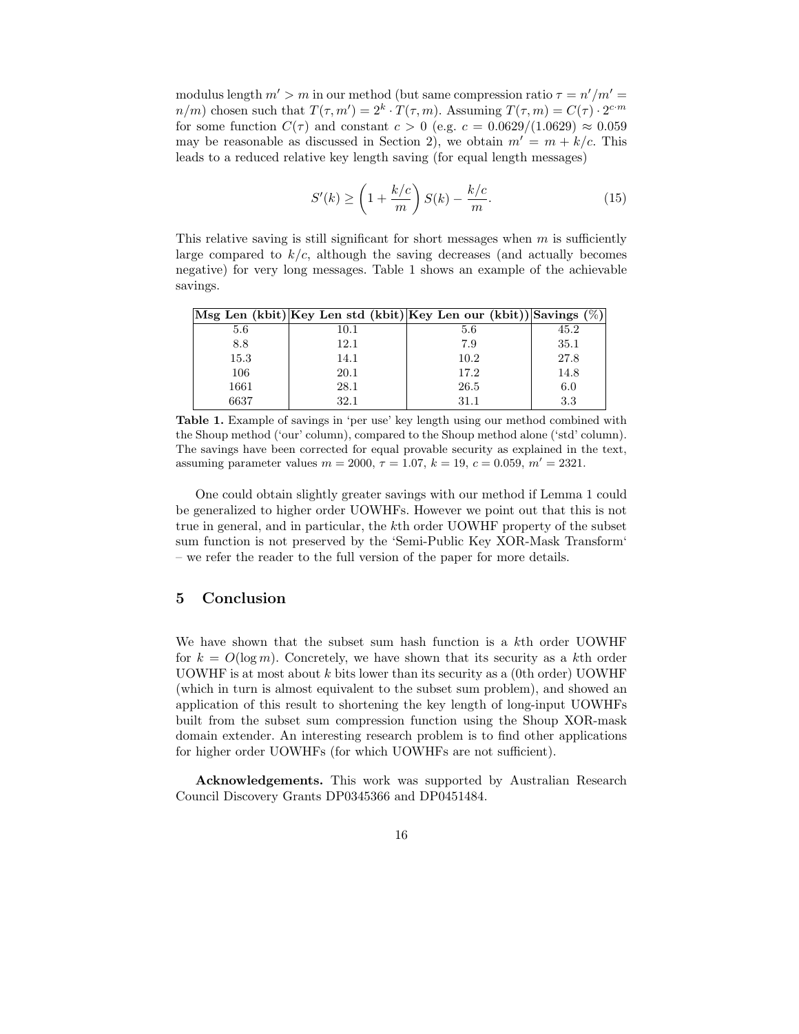modulus length $m' > m$ in our method (but same compression ratio $\tau = n'/m' = n/m$) chosen such that $T(\tau, m') = 2^k \cdot T(\tau, m)$. Assuming $T(\tau, m) = C(\tau) \cdot 2^{c \cdot m}$ for some function $C(\tau)$ and constant $c > 0$ (e.g. $c = 0.0629/(1.0629) \approx 0.059$ may be reasonable as discussed in Section 2), we obtain $m' = m + k/c$. This leads to a reduced relative key length saving (for equal length messages)

$$S'(k) \geq \left(1 + \frac{k/c}{m}\right) S(k) - \frac{k/c}{m}. \tag{15}$$

This relative saving is still significant for short messages when $m$ is sufficiently large compared to $k/c$, although the saving decreases (and actually becomes negative) for very long messages. Table 1 shows an example of the achievable savings.

| **Msg Len (kbit)** | **Key Len std (kbit)** | **Key Len our (kbit))** | **Savings (%)** |
|---|---|---|---|
| 5.6 | 10.1 | 5.6 | 45.2 |
| 8.8 | 12.1 | 7.9 | 35.1 |
| 15.3 | 14.1 | 10.2 | 27.8 |
| 106 | 20.1 | 17.2 | 14.8 |
| 1661 | 28.1 | 26.5 | 6.0 |
| 6637 | 32.1 | 31.1 | 3.3 |

**Table 1.** Example of savings in 'per use' key length using our method combined with the Shoup method ('our' column), compared to the Shoup method alone ('std' column). The savings have been corrected for equal provable security as explained in the text, assuming parameter values $m = 2000$, $\tau = 1.07$, $k = 19$, $c = 0.059$, $m' = 2321$.

One could obtain slightly greater savings with our method if Lemma 1 could be generalized to higher order UOWHFs. However we point out that this is not true in general, and in particular, the $k$th order UOWHF property of the subset sum function is not preserved by the 'Semi-Public Key XOR-Mask Transform' – we refer the reader to the full version of the paper for more details.

## 5 Conclusion

We have shown that the subset sum hash function is a $k$th order UOWHF for $k = O(\log m)$. Concretely, we have shown that its security as a $k$th order UOWHF is at most about $k$ bits lower than its security as a (0th order) UOWHF (which in turn is almost equivalent to the subset sum problem), and showed an application of this result to shortening the key length of long-input UOWHFs built from the subset sum compression function using the Shoup XOR-mask domain extender. An interesting research problem is to find other applications for higher order UOWHFs (for which UOWHFs are not sufficient).

**Acknowledgements.** This work was supported by Australian Research Council Discovery Grants DP0345366 and DP0451484.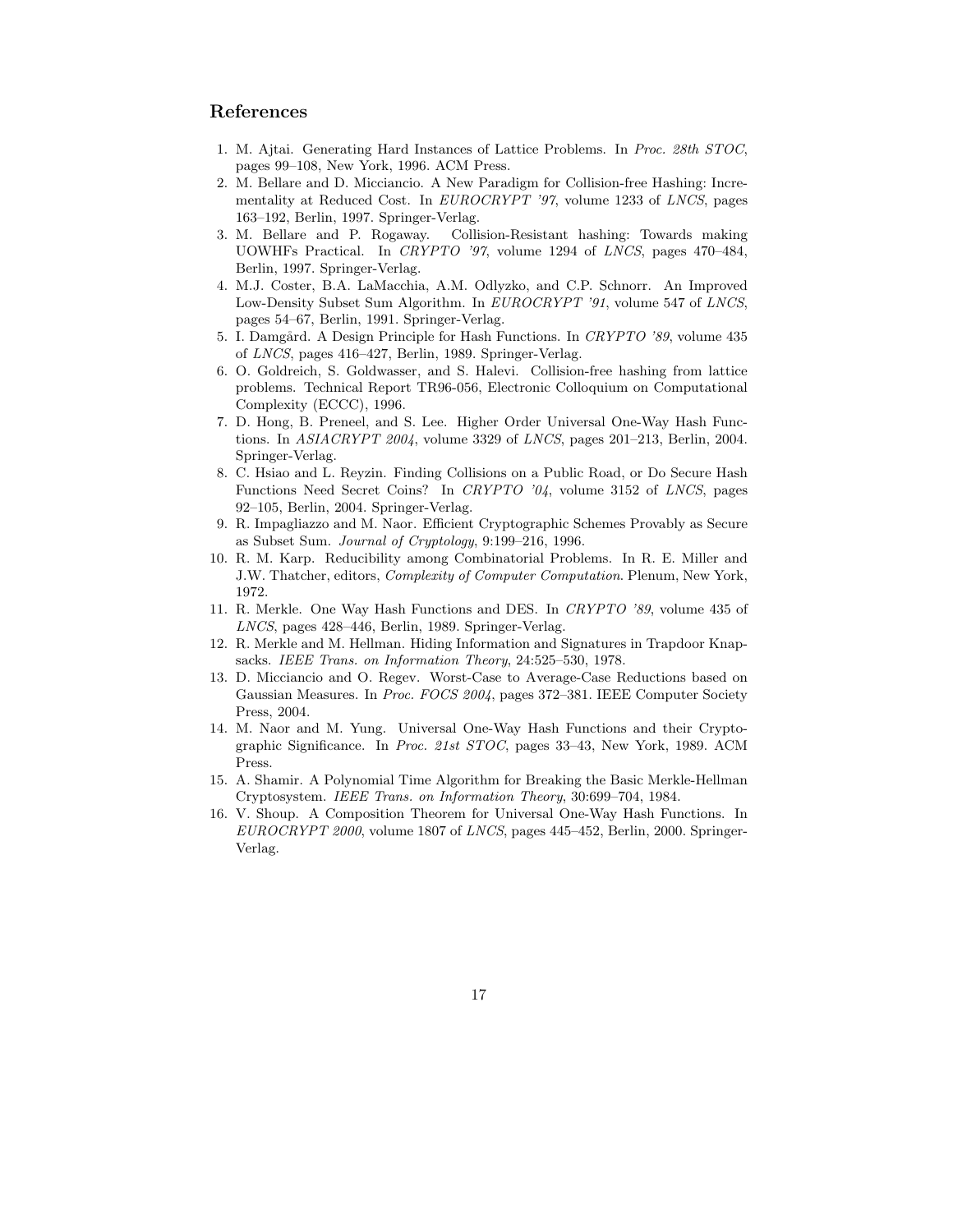## References

1. M. Ajtai. Generating Hard Instances of Lattice Problems. In *Proc. 28th STOC*, pages 99–108, New York, 1996. ACM Press.
2. M. Bellare and D. Micciancio. A New Paradigm for Collision-free Hashing: Incrementality at Reduced Cost. In *EUROCRYPT '97*, volume 1233 of *LNCS*, pages 163–192, Berlin, 1997. Springer-Verlag.
3. M. Bellare and P. Rogaway. Collision-Resistant hashing: Towards making UOWHFs Practical. In *CRYPTO '97*, volume 1294 of *LNCS*, pages 470–484, Berlin, 1997. Springer-Verlag.
4. M.J. Coster, B.A. LaMacchia, A.M. Odlyzko, and C.P. Schnorr. An Improved Low-Density Subset Sum Algorithm. In *EUROCRYPT '91*, volume 547 of *LNCS*, pages 54–67, Berlin, 1991. Springer-Verlag.
5. I. Damgård. A Design Principle for Hash Functions. In *CRYPTO '89*, volume 435 of *LNCS*, pages 416–427, Berlin, 1989. Springer-Verlag.
6. O. Goldreich, S. Goldwasser, and S. Halevi. Collision-free hashing from lattice problems. Technical Report TR96-056, Electronic Colloquium on Computational Complexity (ECCC), 1996.
7. D. Hong, B. Preneel, and S. Lee. Higher Order Universal One-Way Hash Functions. In *ASIACRYPT 2004*, volume 3329 of *LNCS*, pages 201–213, Berlin, 2004. Springer-Verlag.
8. C. Hsiao and L. Reyzin. Finding Collisions on a Public Road, or Do Secure Hash Functions Need Secret Coins? In *CRYPTO '04*, volume 3152 of *LNCS*, pages 92–105, Berlin, 2004. Springer-Verlag.
9. R. Impagliazzo and M. Naor. Efficient Cryptographic Schemes Provably as Secure as Subset Sum. *Journal of Cryptology*, 9:199–216, 1996.
10. R. M. Karp. Reducibility among Combinatorial Problems. In R. E. Miller and J.W. Thatcher, editors, *Complexity of Computer Computation*. Plenum, New York, 1972.
11. R. Merkle. One Way Hash Functions and DES. In *CRYPTO '89*, volume 435 of *LNCS*, pages 428–446, Berlin, 1989. Springer-Verlag.
12. R. Merkle and M. Hellman. Hiding Information and Signatures in Trapdoor Knapsacks. *IEEE Trans. on Information Theory*, 24:525–530, 1978.
13. D. Micciancio and O. Regev. Worst-Case to Average-Case Reductions based on Gaussian Measures. In *Proc. FOCS 2004*, pages 372–381. IEEE Computer Society Press, 2004.
14. M. Naor and M. Yung. Universal One-Way Hash Functions and their Cryptographic Significance. In *Proc. 21st STOC*, pages 33–43, New York, 1989. ACM Press.
15. A. Shamir. A Polynomial Time Algorithm for Breaking the Basic Merkle-Hellman Cryptosystem. *IEEE Trans. on Information Theory*, 30:699–704, 1984.
16. V. Shoup. A Composition Theorem for Universal One-Way Hash Functions. In *EUROCRYPT 2000*, volume 1807 of *LNCS*, pages 445–452, Berlin, 2000. Springer-Verlag.